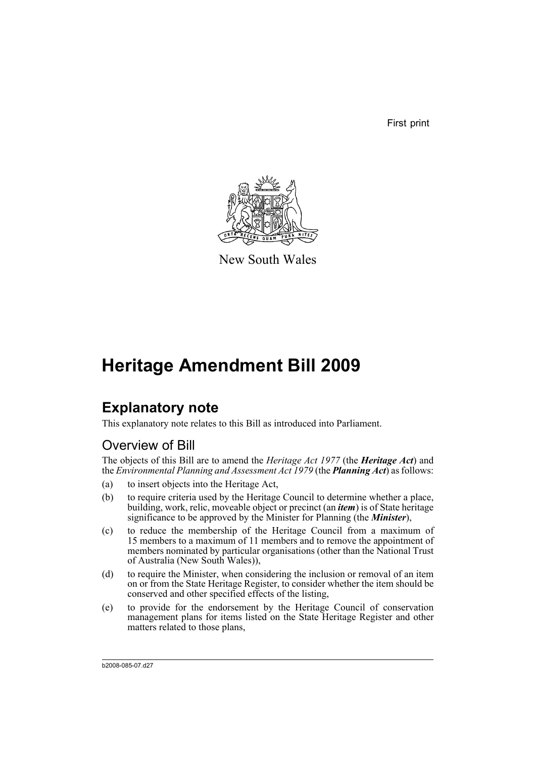First print

New South Wales

# Heritage Amendment Bill 2009

## Explanatory note

This explanatory note relates to this Bill as introduced into Parliament.

### Overview of Bill

The objects of this Bill are to amend the *Heritage Act 1977* (the ***Heritage Act***) and the *Environmental Planning and Assessment Act 1979* (the ***Planning Act***) as follows:

(a) to insert objects into the Heritage Act,

(b) to require criteria used by the Heritage Council to determine whether a place, building, work, relic, moveable object or precinct (an ***item***) is of State heritage significance to be approved by the Minister for Planning (the ***Minister***),

(c) to reduce the membership of the Heritage Council from a maximum of 15 members to a maximum of 11 members and to remove the appointment of members nominated by particular organisations (other than the National Trust of Australia (New South Wales)),

(d) to require the Minister, when considering the inclusion or removal of an item on or from the State Heritage Register, to consider whether the item should be conserved and other specified effects of the listing,

(e) to provide for the endorsement by the Heritage Council of conservation management plans for items listed on the State Heritage Register and other matters related to those plans,

b2008-085-07.d27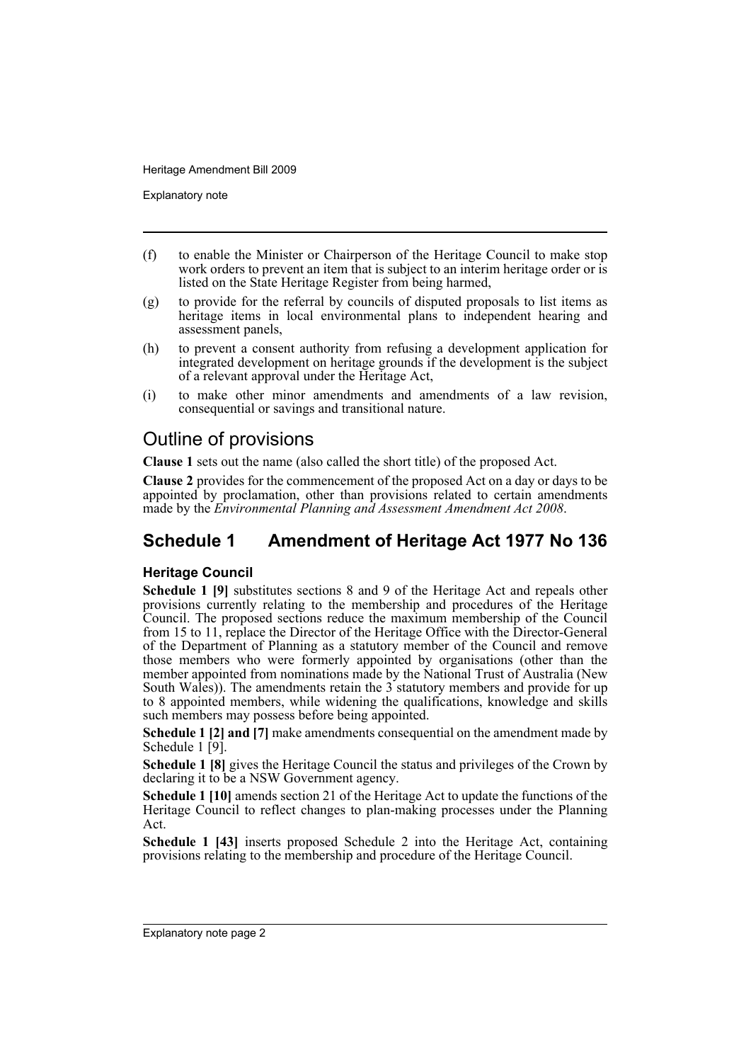(f) to enable the Minister or Chairperson of the Heritage Council to make stop work orders to prevent an item that is subject to an interim heritage order or is listed on the State Heritage Register from being harmed,

(g) to provide for the referral by councils of disputed proposals to list items as heritage items in local environmental plans to independent hearing and assessment panels,

(h) to prevent a consent authority from refusing a development application for integrated development on heritage grounds if the development is the subject of a relevant approval under the Heritage Act,

(i) to make other minor amendments and amendments of a law revision, consequential or savings and transitional nature.

## Outline of provisions

**Clause 1** sets out the name (also called the short title) of the proposed Act.

**Clause 2** provides for the commencement of the proposed Act on a day or days to be appointed by proclamation, other than provisions related to certain amendments made by the *Environmental Planning and Assessment Amendment Act 2008*.

## Schedule 1 Amendment of Heritage Act 1977 No 136

### Heritage Council

**Schedule 1 [9]** substitutes sections 8 and 9 of the Heritage Act and repeals other provisions currently relating to the membership and procedures of the Heritage Council. The proposed sections reduce the maximum membership of the Council from 15 to 11, replace the Director of the Heritage Office with the Director-General of the Department of Planning as a statutory member of the Council and remove those members who were formerly appointed by organisations (other than the member appointed from nominations made by the National Trust of Australia (New South Wales)). The amendments retain the 3 statutory members and provide for up to 8 appointed members, while widening the qualifications, knowledge and skills such members may possess before being appointed.

**Schedule 1 [2] and [7]** make amendments consequential on the amendment made by Schedule 1 [9].

**Schedule 1 [8]** gives the Heritage Council the status and privileges of the Crown by declaring it to be a NSW Government agency.

**Schedule 1 [10]** amends section 21 of the Heritage Act to update the functions of the Heritage Council to reflect changes to plan-making processes under the Planning Act.

**Schedule 1 [43]** inserts proposed Schedule 2 into the Heritage Act, containing provisions relating to the membership and procedure of the Heritage Council.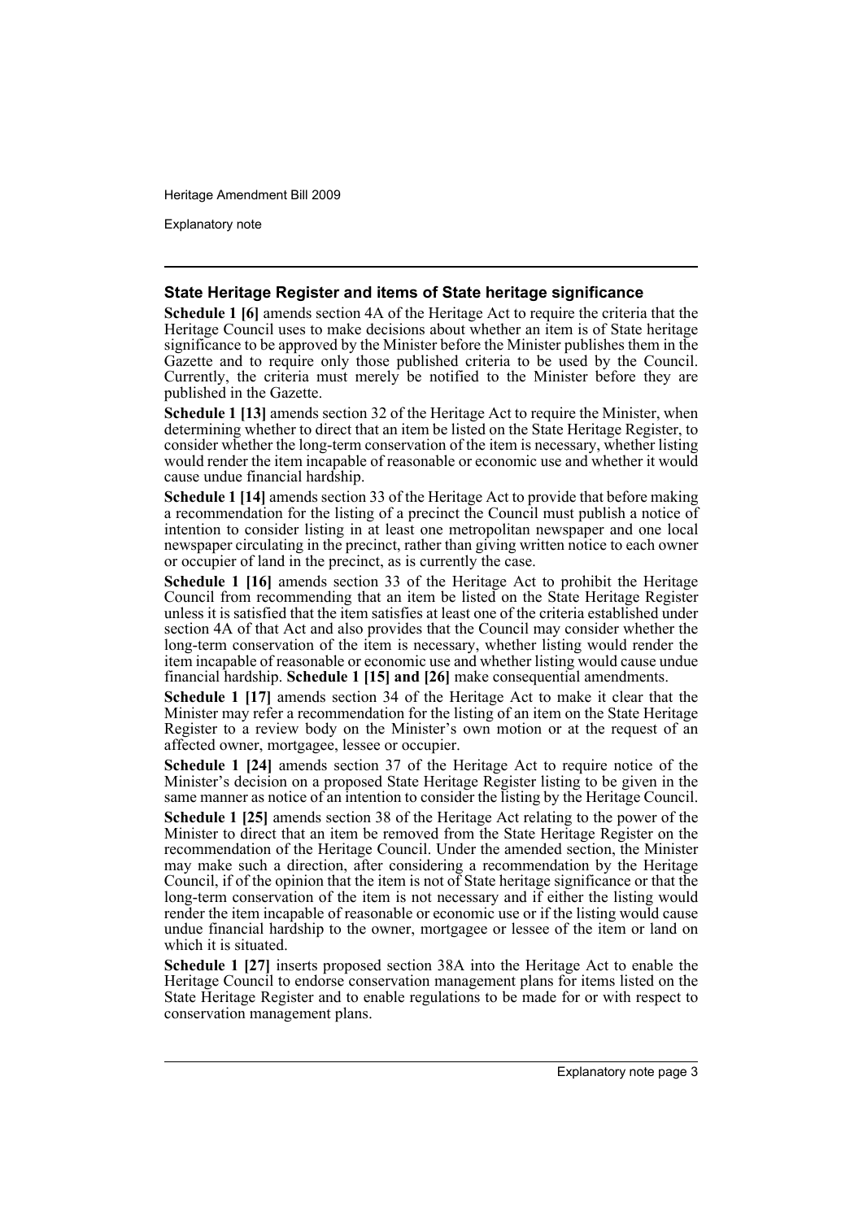### State Heritage Register and items of State heritage significance

**Schedule 1 [6]** amends section 4A of the Heritage Act to require the criteria that the Heritage Council uses to make decisions about whether an item is of State heritage significance to be approved by the Minister before the Minister publishes them in the Gazette and to require only those published criteria to be used by the Council. Currently, the criteria must merely be notified to the Minister before they are published in the Gazette.

**Schedule 1 [13]** amends section 32 of the Heritage Act to require the Minister, when determining whether to direct that an item be listed on the State Heritage Register, to consider whether the long-term conservation of the item is necessary, whether listing would render the item incapable of reasonable or economic use and whether it would cause undue financial hardship.

**Schedule 1 [14]** amends section 33 of the Heritage Act to provide that before making a recommendation for the listing of a precinct the Council must publish a notice of intention to consider listing in at least one metropolitan newspaper and one local newspaper circulating in the precinct, rather than giving written notice to each owner or occupier of land in the precinct, as is currently the case.

**Schedule 1 [16]** amends section 33 of the Heritage Act to prohibit the Heritage Council from recommending that an item be listed on the State Heritage Register unless it is satisfied that the item satisfies at least one of the criteria established under section 4A of that Act and also provides that the Council may consider whether the long-term conservation of the item is necessary, whether listing would render the item incapable of reasonable or economic use and whether listing would cause undue financial hardship. **Schedule 1 [15] and [26]** make consequential amendments.

**Schedule 1 [17]** amends section 34 of the Heritage Act to make it clear that the Minister may refer a recommendation for the listing of an item on the State Heritage Register to a review body on the Minister's own motion or at the request of an affected owner, mortgagee, lessee or occupier.

**Schedule 1 [24]** amends section 37 of the Heritage Act to require notice of the Minister's decision on a proposed State Heritage Register listing to be given in the same manner as notice of an intention to consider the listing by the Heritage Council.

**Schedule 1 [25]** amends section 38 of the Heritage Act relating to the power of the Minister to direct that an item be removed from the State Heritage Register on the recommendation of the Heritage Council. Under the amended section, the Minister may make such a direction, after considering a recommendation by the Heritage Council, if of the opinion that the item is not of State heritage significance or that the long-term conservation of the item is not necessary and if either the listing would render the item incapable of reasonable or economic use or if the listing would cause undue financial hardship to the owner, mortgagee or lessee of the item or land on which it is situated.

**Schedule 1 [27]** inserts proposed section 38A into the Heritage Act to enable the Heritage Council to endorse conservation management plans for items listed on the State Heritage Register and to enable regulations to be made for or with respect to conservation management plans.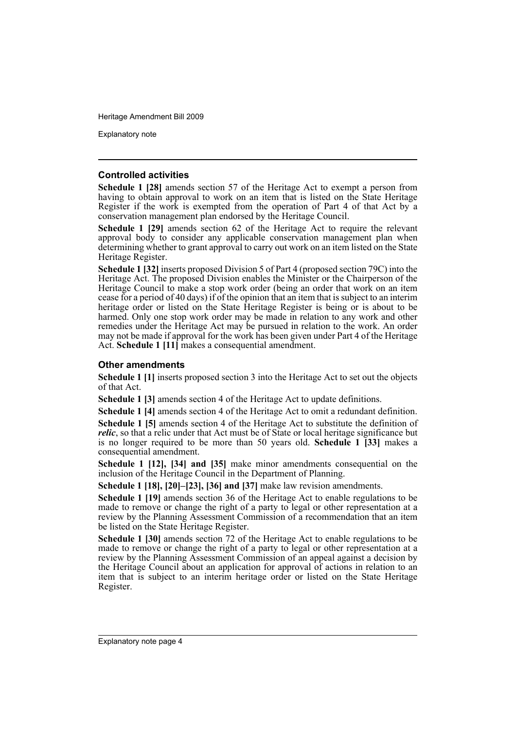### Controlled activities

**Schedule 1 [28]** amends section 57 of the Heritage Act to exempt a person from having to obtain approval to work on an item that is listed on the State Heritage Register if the work is exempted from the operation of Part 4 of that Act by a conservation management plan endorsed by the Heritage Council.

**Schedule 1 [29]** amends section 62 of the Heritage Act to require the relevant approval body to consider any applicable conservation management plan when determining whether to grant approval to carry out work on an item listed on the State Heritage Register.

**Schedule 1 [32]** inserts proposed Division 5 of Part 4 (proposed section 79C) into the Heritage Act. The proposed Division enables the Minister or the Chairperson of the Heritage Council to make a stop work order (being an order that work on an item cease for a period of 40 days) if of the opinion that an item that is subject to an interim heritage order or listed on the State Heritage Register is being or is about to be harmed. Only one stop work order may be made in relation to any work and other remedies under the Heritage Act may be pursued in relation to the work. An order may not be made if approval for the work has been given under Part 4 of the Heritage Act. **Schedule 1 [11]** makes a consequential amendment.

### Other amendments

**Schedule 1 [1]** inserts proposed section 3 into the Heritage Act to set out the objects of that Act.

**Schedule 1 [3]** amends section 4 of the Heritage Act to update definitions.

**Schedule 1 [4]** amends section 4 of the Heritage Act to omit a redundant definition.

**Schedule 1 [5]** amends section 4 of the Heritage Act to substitute the definition of ***relic***, so that a relic under that Act must be of State or local heritage significance but is no longer required to be more than 50 years old. **Schedule 1 [33]** makes a consequential amendment.

**Schedule 1 [12], [34] and [35]** make minor amendments consequential on the inclusion of the Heritage Council in the Department of Planning.

**Schedule 1 [18], [20]–[23], [36] and [37]** make law revision amendments.

**Schedule 1 [19]** amends section 36 of the Heritage Act to enable regulations to be made to remove or change the right of a party to legal or other representation at a review by the Planning Assessment Commission of a recommendation that an item be listed on the State Heritage Register.

**Schedule 1 [30]** amends section 72 of the Heritage Act to enable regulations to be made to remove or change the right of a party to legal or other representation at a review by the Planning Assessment Commission of an appeal against a decision by the Heritage Council about an application for approval of actions in relation to an item that is subject to an interim heritage order or listed on the State Heritage Register.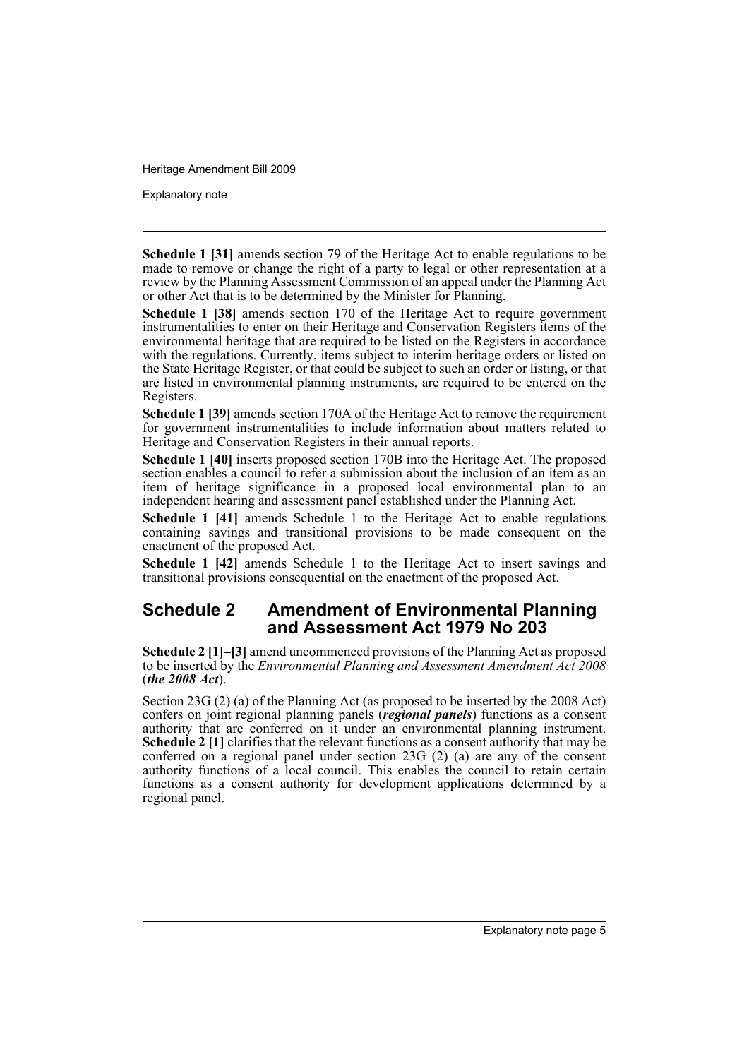**Schedule 1 [31]** amends section 79 of the Heritage Act to enable regulations to be made to remove or change the right of a party to legal or other representation at a review by the Planning Assessment Commission of an appeal under the Planning Act or other Act that is to be determined by the Minister for Planning.

**Schedule 1 [38]** amends section 170 of the Heritage Act to require government instrumentalities to enter on their Heritage and Conservation Registers items of the environmental heritage that are required to be listed on the Registers in accordance with the regulations. Currently, items subject to interim heritage orders or listed on the State Heritage Register, or that could be subject to such an order or listing, or that are listed in environmental planning instruments, are required to be entered on the Registers.

**Schedule 1 [39]** amends section 170A of the Heritage Act to remove the requirement for government instrumentalities to include information about matters related to Heritage and Conservation Registers in their annual reports.

**Schedule 1 [40]** inserts proposed section 170B into the Heritage Act. The proposed section enables a council to refer a submission about the inclusion of an item as an item of heritage significance in a proposed local environmental plan to an independent hearing and assessment panel established under the Planning Act.

**Schedule 1 [41]** amends Schedule 1 to the Heritage Act to enable regulations containing savings and transitional provisions to be made consequent on the enactment of the proposed Act.

**Schedule 1 [42]** amends Schedule 1 to the Heritage Act to insert savings and transitional provisions consequential on the enactment of the proposed Act.

## Schedule 2 Amendment of Environmental Planning and Assessment Act 1979 No 203

**Schedule 2 [1]–[3]** amend uncommenced provisions of the Planning Act as proposed to be inserted by the *Environmental Planning and Assessment Amendment Act 2008* (***the 2008 Act***).

Section 23G (2) (a) of the Planning Act (as proposed to be inserted by the 2008 Act) confers on joint regional planning panels (***regional panels***) functions as a consent authority that are conferred on it under an environmental planning instrument. **Schedule 2 [1]** clarifies that the relevant functions as a consent authority that may be conferred on a regional panel under section 23G (2) (a) are any of the consent authority functions of a local council. This enables the council to retain certain functions as a consent authority for development applications determined by a regional panel.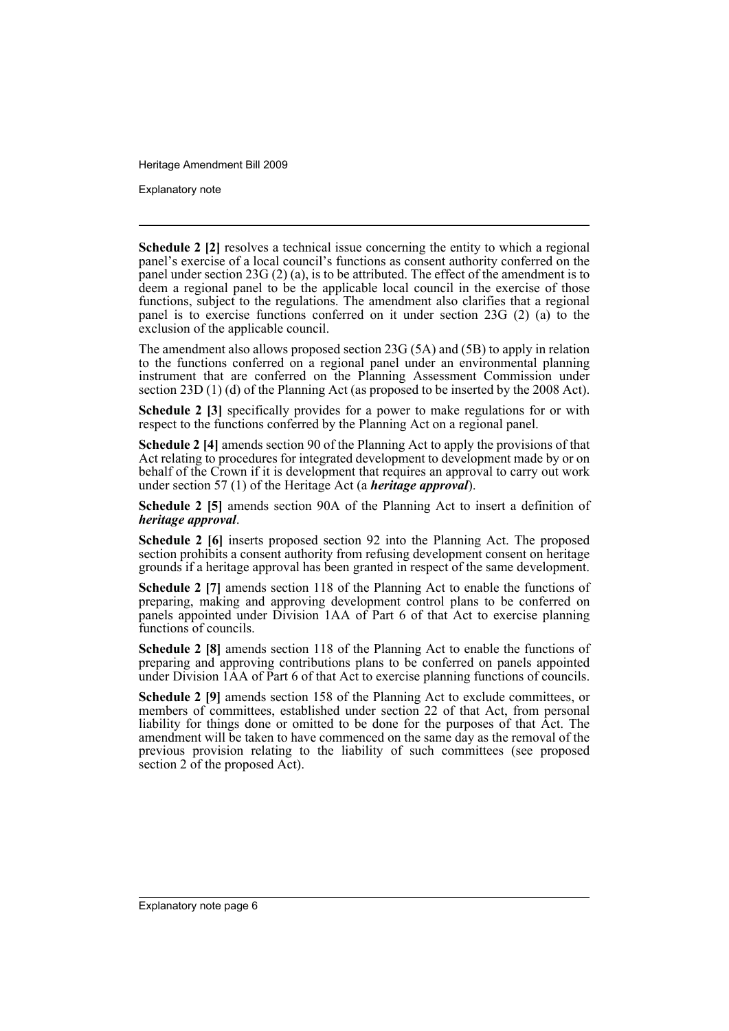**Schedule 2 [2]** resolves a technical issue concerning the entity to which a regional panel's exercise of a local council's functions as consent authority conferred on the panel under section 23G (2) (a), is to be attributed. The effect of the amendment is to deem a regional panel to be the applicable local council in the exercise of those functions, subject to the regulations. The amendment also clarifies that a regional panel is to exercise functions conferred on it under section 23G (2) (a) to the exclusion of the applicable council.

The amendment also allows proposed section 23G (5A) and (5B) to apply in relation to the functions conferred on a regional panel under an environmental planning instrument that are conferred on the Planning Assessment Commission under section 23D (1) (d) of the Planning Act (as proposed to be inserted by the 2008 Act).

**Schedule 2 [3]** specifically provides for a power to make regulations for or with respect to the functions conferred by the Planning Act on a regional panel.

**Schedule 2 [4]** amends section 90 of the Planning Act to apply the provisions of that Act relating to procedures for integrated development to development made by or on behalf of the Crown if it is development that requires an approval to carry out work under section 57 (1) of the Heritage Act (a ***heritage approval***).

**Schedule 2 [5]** amends section 90A of the Planning Act to insert a definition of ***heritage approval***.

**Schedule 2 [6]** inserts proposed section 92 into the Planning Act. The proposed section prohibits a consent authority from refusing development consent on heritage grounds if a heritage approval has been granted in respect of the same development.

**Schedule 2 [7]** amends section 118 of the Planning Act to enable the functions of preparing, making and approving development control plans to be conferred on panels appointed under Division 1AA of Part 6 of that Act to exercise planning functions of councils.

**Schedule 2 [8]** amends section 118 of the Planning Act to enable the functions of preparing and approving contributions plans to be conferred on panels appointed under Division 1AA of Part 6 of that Act to exercise planning functions of councils.

**Schedule 2 [9]** amends section 158 of the Planning Act to exclude committees, or members of committees, established under section 22 of that Act, from personal liability for things done or omitted to be done for the purposes of that Act. The amendment will be taken to have commenced on the same day as the removal of the previous provision relating to the liability of such committees (see proposed section 2 of the proposed Act).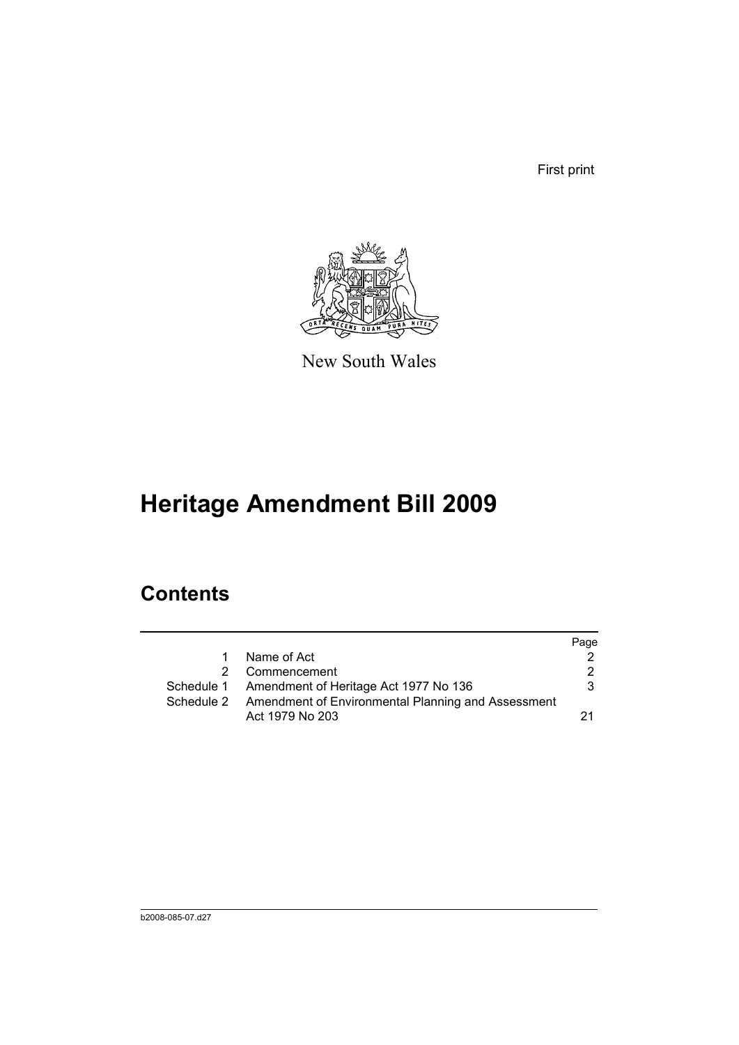First print

New South Wales

# Heritage Amendment Bill 2009

## Contents

| | | Page |
|---|---|---|
| 1 | Name of Act | 2 |
| 2 | Commencement | 2 |
| Schedule 1 | Amendment of Heritage Act 1977 No 136 | 3 |
| Schedule 2 | Amendment of Environmental Planning and Assessment Act 1979 No 203 | 21 |

b2008-085-07.d27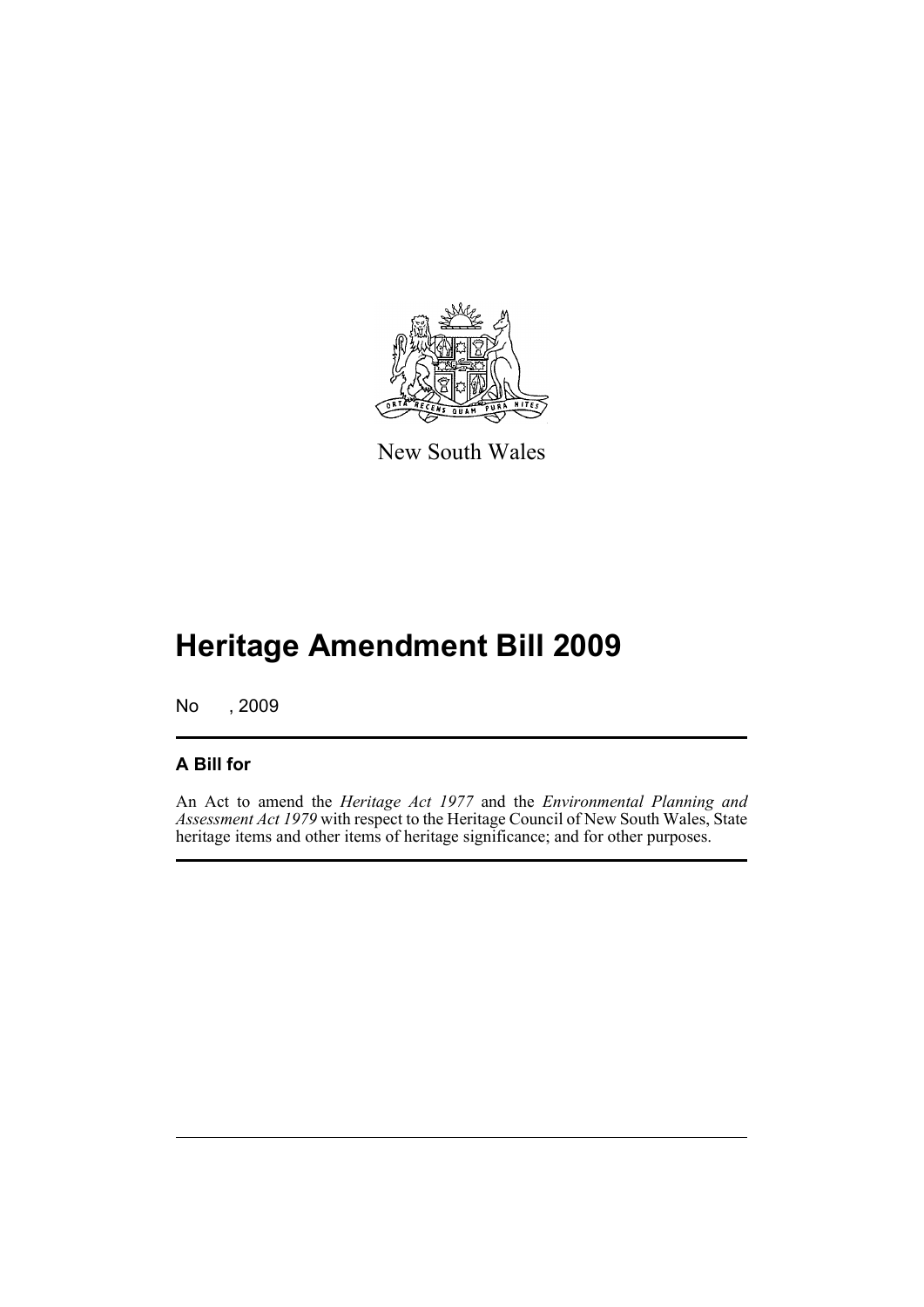New South Wales

# Heritage Amendment Bill 2009

No , 2009

## A Bill for

An Act to amend the *Heritage Act 1977* and the *Environmental Planning and Assessment Act 1979* with respect to the Heritage Council of New South Wales, State heritage items and other items of heritage significance; and for other purposes.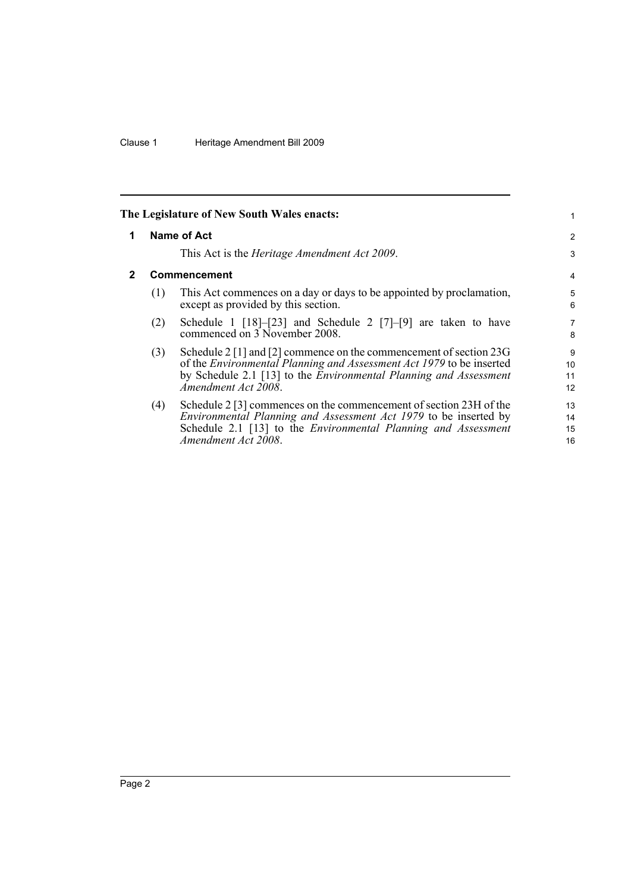**The Legislature of New South Wales enacts:**

## 1 Name of Act

This Act is the *Heritage Amendment Act 2009*.

## 2 Commencement

(1) This Act commences on a day or days to be appointed by proclamation, except as provided by this section.

(2) Schedule 1 [18]–[23] and Schedule 2 [7]–[9] are taken to have commenced on 3 November 2008.

(3) Schedule 2 [1] and [2] commence on the commencement of section 23G of the *Environmental Planning and Assessment Act 1979* to be inserted by Schedule 2.1 [13] to the *Environmental Planning and Assessment Amendment Act 2008*.

(4) Schedule 2 [3] commences on the commencement of section 23H of the *Environmental Planning and Assessment Act 1979* to be inserted by Schedule 2.1 [13] to the *Environmental Planning and Assessment Amendment Act 2008*.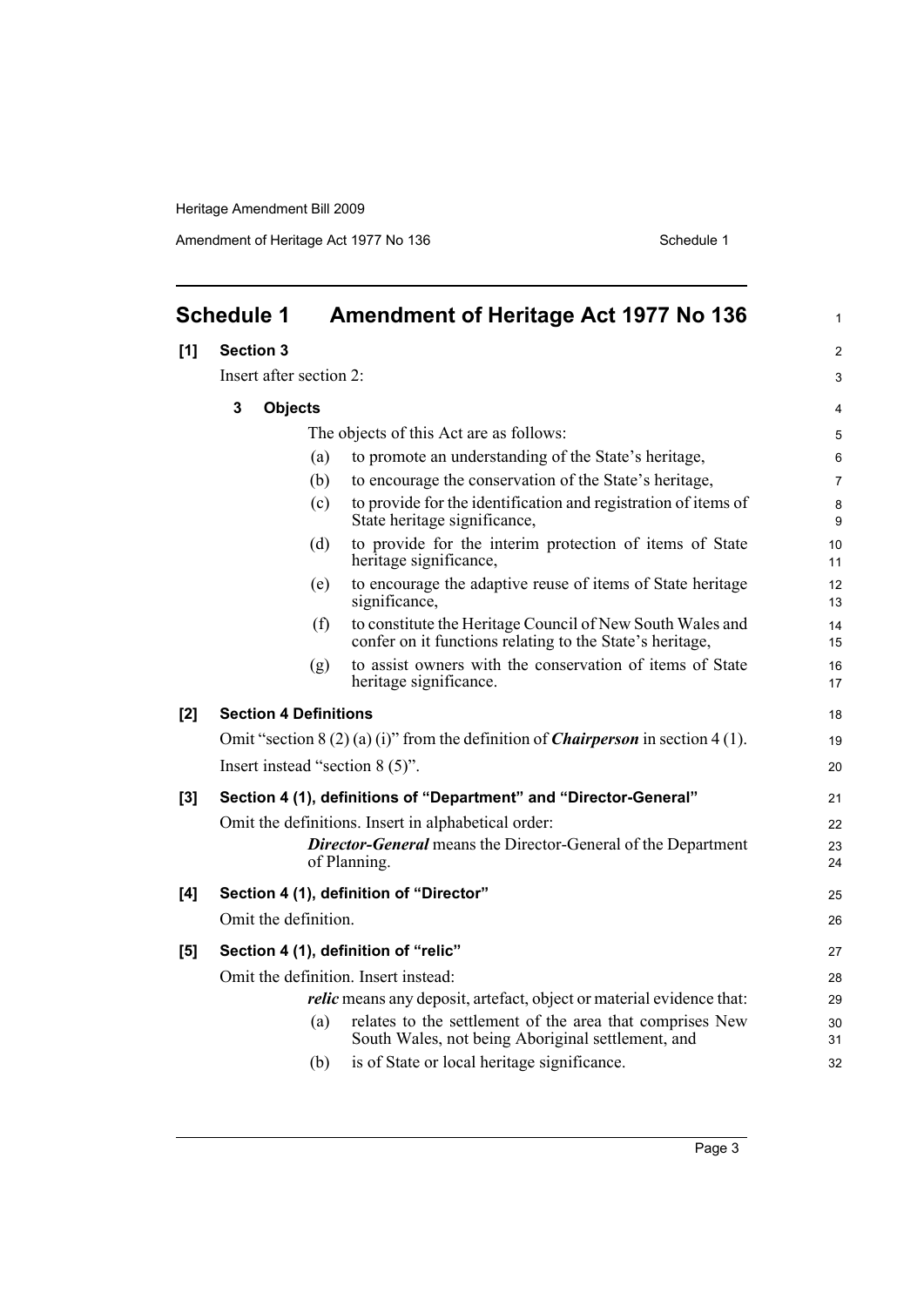## Schedule 1 Amendment of Heritage Act 1977 No 136

**[1] Section 3**

Insert after section 2:

**3 Objects**

The objects of this Act are as follows:

(a) to promote an understanding of the State's heritage,

(b) to encourage the conservation of the State's heritage,

(c) to provide for the identification and registration of items of State heritage significance,

(d) to provide for the interim protection of items of State heritage significance,

(e) to encourage the adaptive reuse of items of State heritage significance,

(f) to constitute the Heritage Council of New South Wales and confer on it functions relating to the State's heritage,

(g) to assist owners with the conservation of items of State heritage significance.

**[2] Section 4 Definitions**

Omit "section 8 (2) (a) (i)" from the definition of ***Chairperson*** in section 4 (1).

Insert instead "section 8 (5)".

**[3] Section 4 (1), definitions of "Department" and "Director-General"**

Omit the definitions. Insert in alphabetical order:

***Director-General*** means the Director-General of the Department of Planning.

**[4] Section 4 (1), definition of "Director"**

Omit the definition.

**[5] Section 4 (1), definition of "relic"**

Omit the definition. Insert instead:

***relic*** means any deposit, artefact, object or material evidence that:

(a) relates to the settlement of the area that comprises New South Wales, not being Aboriginal settlement, and

(b) is of State or local heritage significance.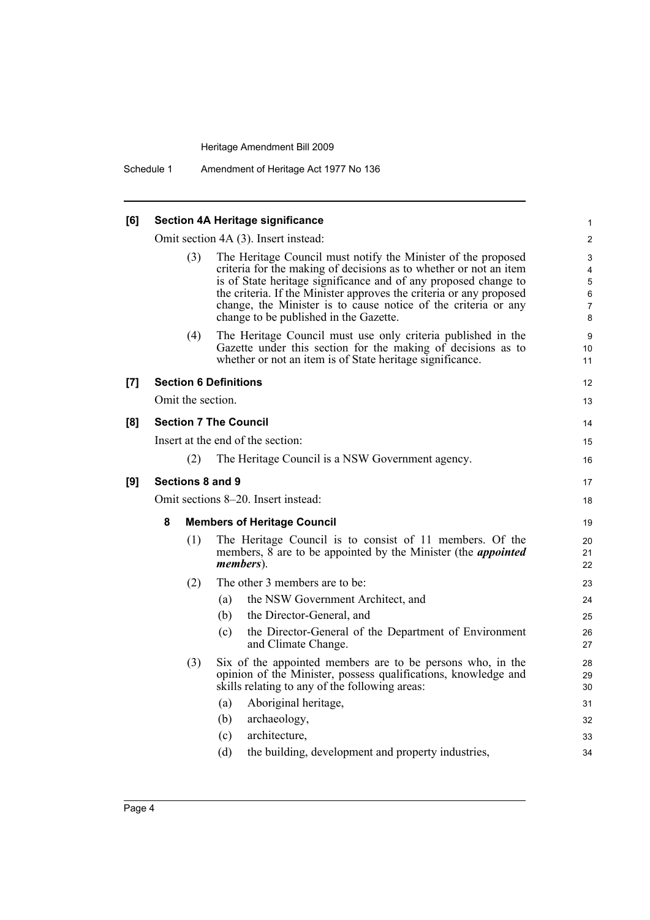**[6] Section 4A Heritage significance**

Omit section 4A (3). Insert instead:

(3) The Heritage Council must notify the Minister of the proposed criteria for the making of decisions as to whether or not an item is of State heritage significance and of any proposed change to the criteria. If the Minister approves the criteria or any proposed change, the Minister is to cause notice of the criteria or any change to be published in the Gazette.

(4) The Heritage Council must use only criteria published in the Gazette under this section for the making of decisions as to whether or not an item is of State heritage significance.

**[7] Section 6 Definitions**

Omit the section.

**[8] Section 7 The Council**

Insert at the end of the section:

(2) The Heritage Council is a NSW Government agency.

**[9] Sections 8 and 9**

Omit sections 8–20. Insert instead:

**8 Members of Heritage Council**

(1) The Heritage Council is to consist of 11 members. Of the members, 8 are to be appointed by the Minister (the ***appointed members***).

(2) The other 3 members are to be:

(a) the NSW Government Architect, and

(b) the Director-General, and

(c) the Director-General of the Department of Environment and Climate Change.

(3) Six of the appointed members are to be persons who, in the opinion of the Minister, possess qualifications, knowledge and skills relating to any of the following areas:

(a) Aboriginal heritage,

(b) archaeology,

(c) architecture,

(d) the building, development and property industries,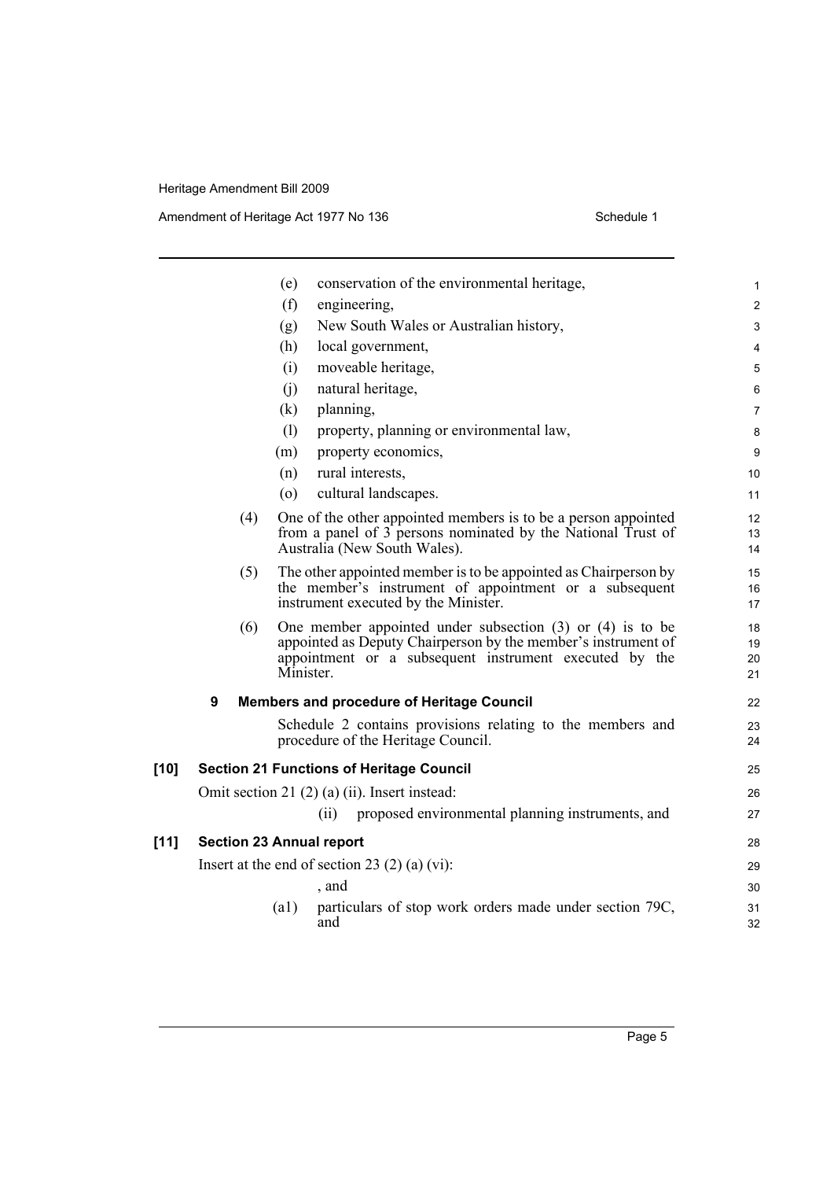(e) conservation of the environmental heritage,

(f) engineering,

(g) New South Wales or Australian history,

(h) local government,

(i) moveable heritage,

(j) natural heritage,

(k) planning,

(l) property, planning or environmental law,

(m) property economics,

(n) rural interests,

(o) cultural landscapes.

(4) One of the other appointed members is to be a person appointed from a panel of 3 persons nominated by the National Trust of Australia (New South Wales).

(5) The other appointed member is to be appointed as Chairperson by the member's instrument of appointment or a subsequent instrument executed by the Minister.

(6) One member appointed under subsection (3) or (4) is to be appointed as Deputy Chairperson by the member's instrument of appointment or a subsequent instrument executed by the Minister.

**9 Members and procedure of Heritage Council**

Schedule 2 contains provisions relating to the members and procedure of the Heritage Council.

**[10] Section 21 Functions of Heritage Council**

Omit section 21 (2) (a) (ii). Insert instead:

(ii) proposed environmental planning instruments, and

**[11] Section 23 Annual report**

Insert at the end of section 23 (2) (a) (vi):

, and

(a1) particulars of stop work orders made under section 79C, and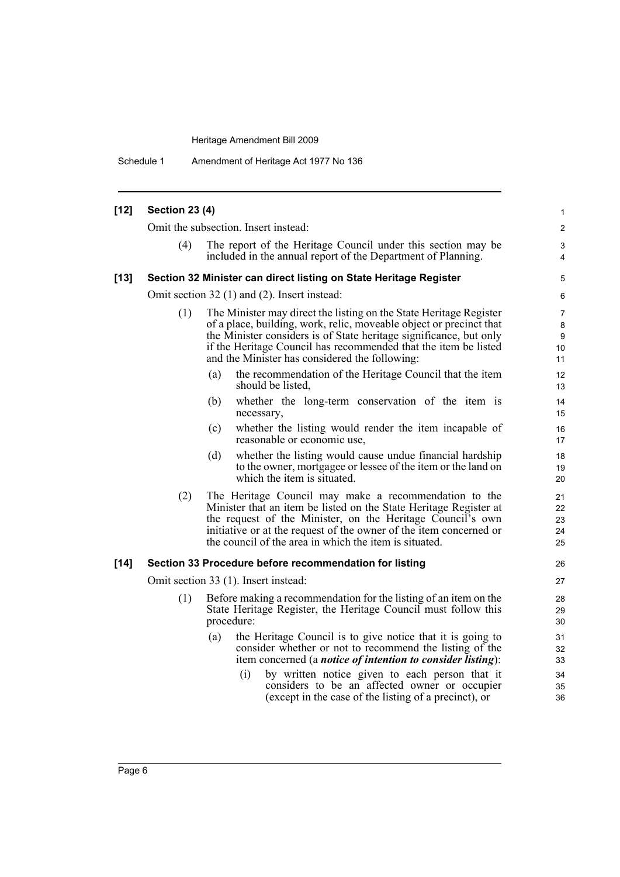**[12] Section 23 (4)**

Omit the subsection. Insert instead:

(4) The report of the Heritage Council under this section may be included in the annual report of the Department of Planning.

**[13] Section 32 Minister can direct listing on State Heritage Register**

Omit section 32 (1) and (2). Insert instead:

(1) The Minister may direct the listing on the State Heritage Register of a place, building, work, relic, moveable object or precinct that the Minister considers is of State heritage significance, but only if the Heritage Council has recommended that the item be listed and the Minister has considered the following:

(a) the recommendation of the Heritage Council that the item should be listed,

(b) whether the long-term conservation of the item is necessary,

(c) whether the listing would render the item incapable of reasonable or economic use,

(d) whether the listing would cause undue financial hardship to the owner, mortgagee or lessee of the item or the land on which the item is situated.

(2) The Heritage Council may make a recommendation to the Minister that an item be listed on the State Heritage Register at the request of the Minister, on the Heritage Council's own initiative or at the request of the owner of the item concerned or the council of the area in which the item is situated.

**[14] Section 33 Procedure before recommendation for listing**

Omit section 33 (1). Insert instead:

(1) Before making a recommendation for the listing of an item on the State Heritage Register, the Heritage Council must follow this procedure:

(a) the Heritage Council is to give notice that it is going to consider whether or not to recommend the listing of the item concerned (a ***notice of intention to consider listing***):

(i) by written notice given to each person that it considers to be an affected owner or occupier (except in the case of the listing of a precinct), or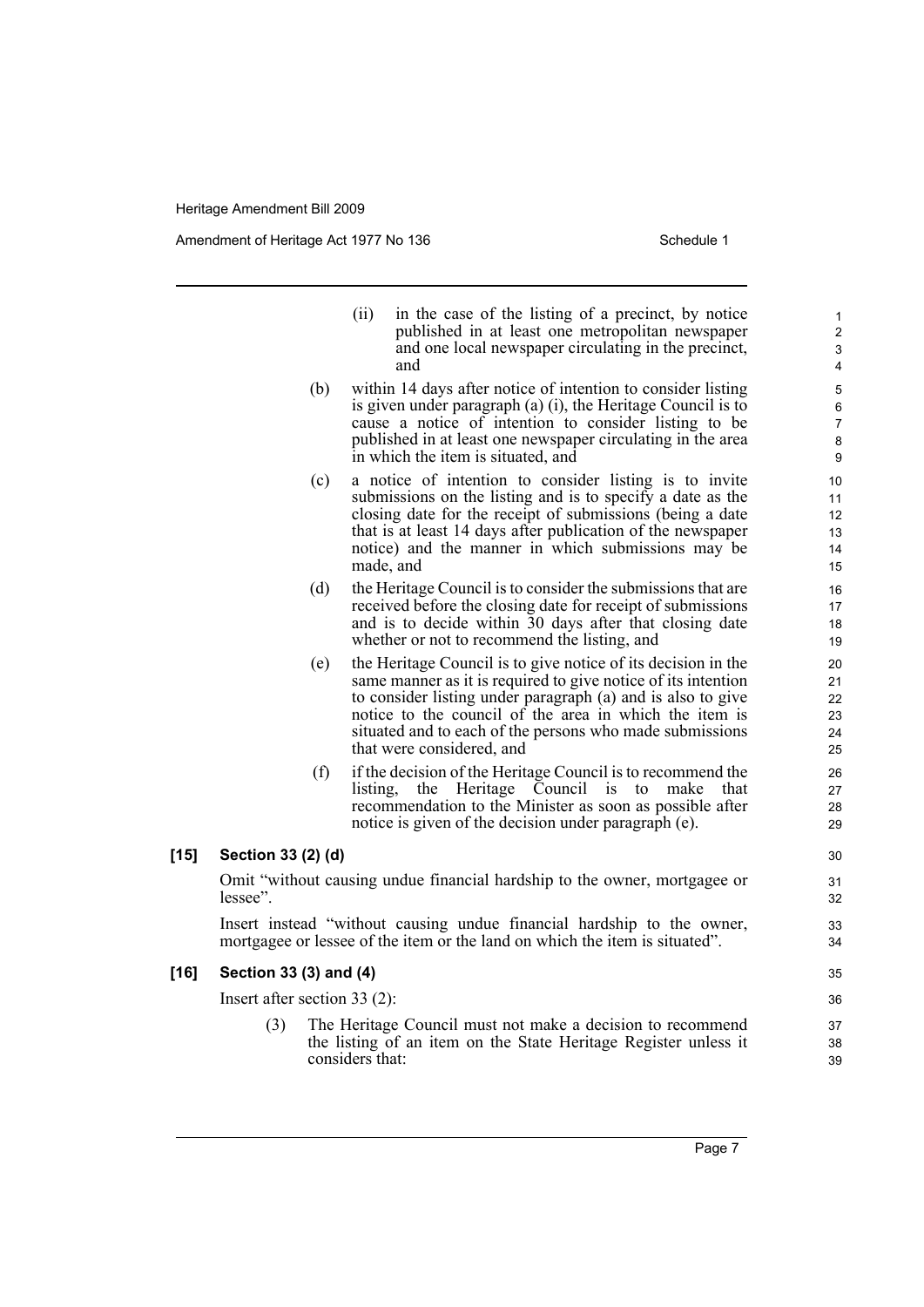(ii) in the case of the listing of a precinct, by notice published in at least one metropolitan newspaper and one local newspaper circulating in the precinct, and

(b) within 14 days after notice of intention to consider listing is given under paragraph (a) (i), the Heritage Council is to cause a notice of intention to consider listing to be published in at least one newspaper circulating in the area in which the item is situated, and

(c) a notice of intention to consider listing is to invite submissions on the listing and is to specify a date as the closing date for the receipt of submissions (being a date that is at least 14 days after publication of the newspaper notice) and the manner in which submissions may be made, and

(d) the Heritage Council is to consider the submissions that are received before the closing date for receipt of submissions and is to decide within 30 days after that closing date whether or not to recommend the listing, and

(e) the Heritage Council is to give notice of its decision in the same manner as it is required to give notice of its intention to consider listing under paragraph (a) and is also to give notice to the council of the area in which the item is situated and to each of the persons who made submissions that were considered, and

(f) if the decision of the Heritage Council is to recommend the listing, the Heritage Council is to make that recommendation to the Minister as soon as possible after notice is given of the decision under paragraph (e).

**[15] Section 33 (2) (d)**

Omit "without causing undue financial hardship to the owner, mortgagee or lessee".

Insert instead "without causing undue financial hardship to the owner, mortgagee or lessee of the item or the land on which the item is situated".

**[16] Section 33 (3) and (4)**

Insert after section 33 (2):

(3) The Heritage Council must not make a decision to recommend the listing of an item on the State Heritage Register unless it considers that: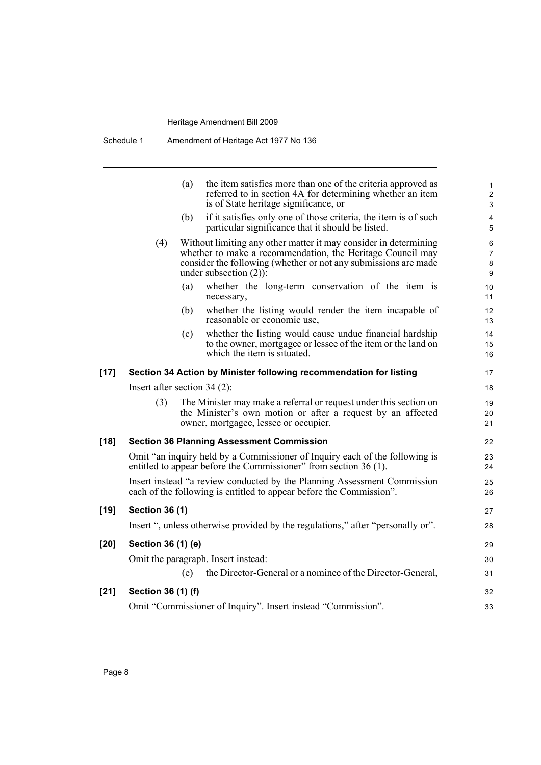(a) the item satisfies more than one of the criteria approved as referred to in section 4A for determining whether an item is of State heritage significance, or

(b) if it satisfies only one of those criteria, the item is of such particular significance that it should be listed.

(4) Without limiting any other matter it may consider in determining whether to make a recommendation, the Heritage Council may consider the following (whether or not any submissions are made under subsection (2)):

(a) whether the long-term conservation of the item is necessary,

(b) whether the listing would render the item incapable of reasonable or economic use,

(c) whether the listing would cause undue financial hardship to the owner, mortgagee or lessee of the item or the land on which the item is situated.

**[17] Section 34 Action by Minister following recommendation for listing**

Insert after section 34 (2):

(3) The Minister may make a referral or request under this section on the Minister's own motion or after a request by an affected owner, mortgagee, lessee or occupier.

**[18] Section 36 Planning Assessment Commission**

Omit "an inquiry held by a Commissioner of Inquiry each of the following is entitled to appear before the Commissioner" from section 36 (1).

Insert instead "a review conducted by the Planning Assessment Commission each of the following is entitled to appear before the Commission".

**[19] Section 36 (1)**

Insert ", unless otherwise provided by the regulations," after "personally or".

**[20] Section 36 (1) (e)**

Omit the paragraph. Insert instead:

(e) the Director-General or a nominee of the Director-General,

**[21] Section 36 (1) (f)**

Omit "Commissioner of Inquiry". Insert instead "Commission".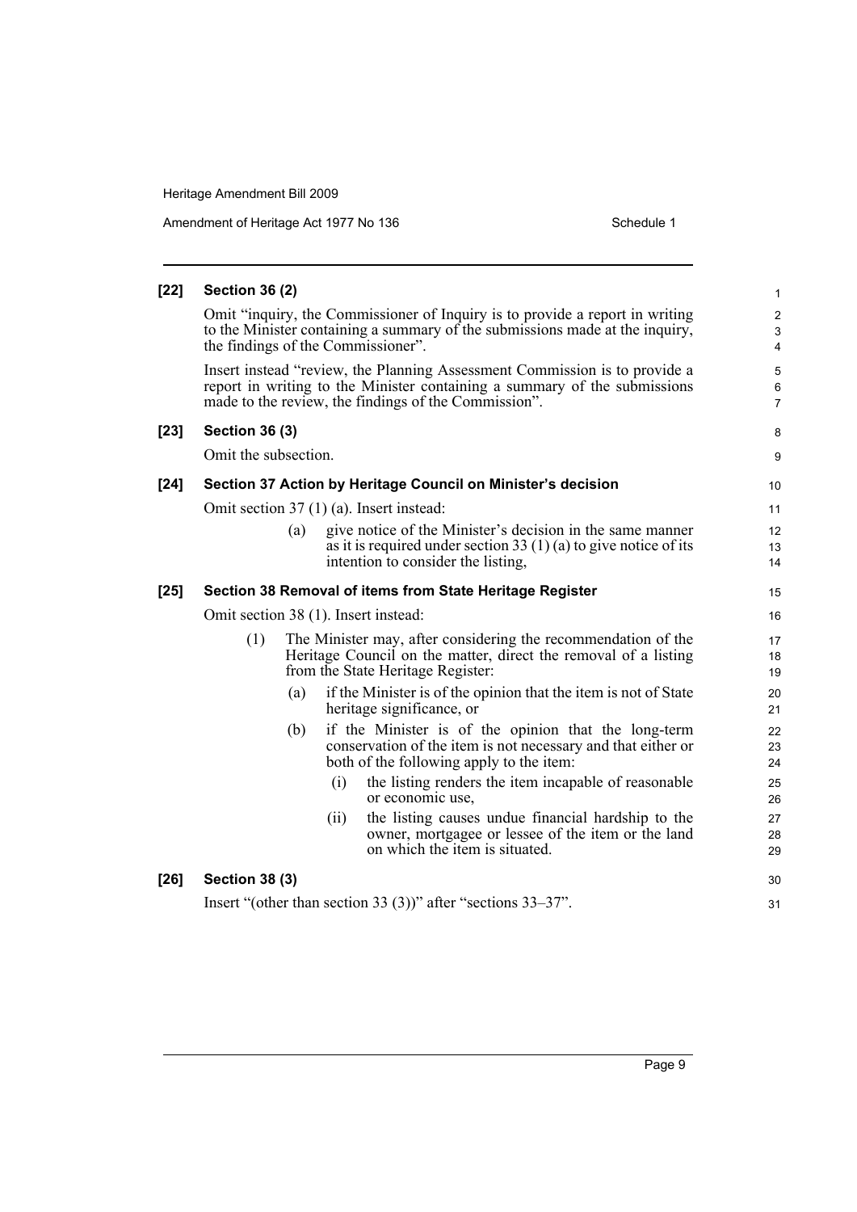**[22] Section 36 (2)**

Omit "inquiry, the Commissioner of Inquiry is to provide a report in writing to the Minister containing a summary of the submissions made at the inquiry, the findings of the Commissioner".

Insert instead "review, the Planning Assessment Commission is to provide a report in writing to the Minister containing a summary of the submissions made to the review, the findings of the Commission".

**[23] Section 36 (3)**

Omit the subsection.

**[24] Section 37 Action by Heritage Council on Minister's decision**

Omit section 37 (1) (a). Insert instead:

(a) give notice of the Minister's decision in the same manner as it is required under section 33 (1) (a) to give notice of its intention to consider the listing,

**[25] Section 38 Removal of items from State Heritage Register**

Omit section 38 (1). Insert instead:

(1) The Minister may, after considering the recommendation of the Heritage Council on the matter, direct the removal of a listing from the State Heritage Register:

(a) if the Minister is of the opinion that the item is not of State heritage significance, or

(b) if the Minister is of the opinion that the long-term conservation of the item is not necessary and that either or both of the following apply to the item:

(i) the listing renders the item incapable of reasonable or economic use,

(ii) the listing causes undue financial hardship to the owner, mortgagee or lessee of the item or the land on which the item is situated.

**[26] Section 38 (3)**

Insert "(other than section 33 (3))" after "sections 33–37".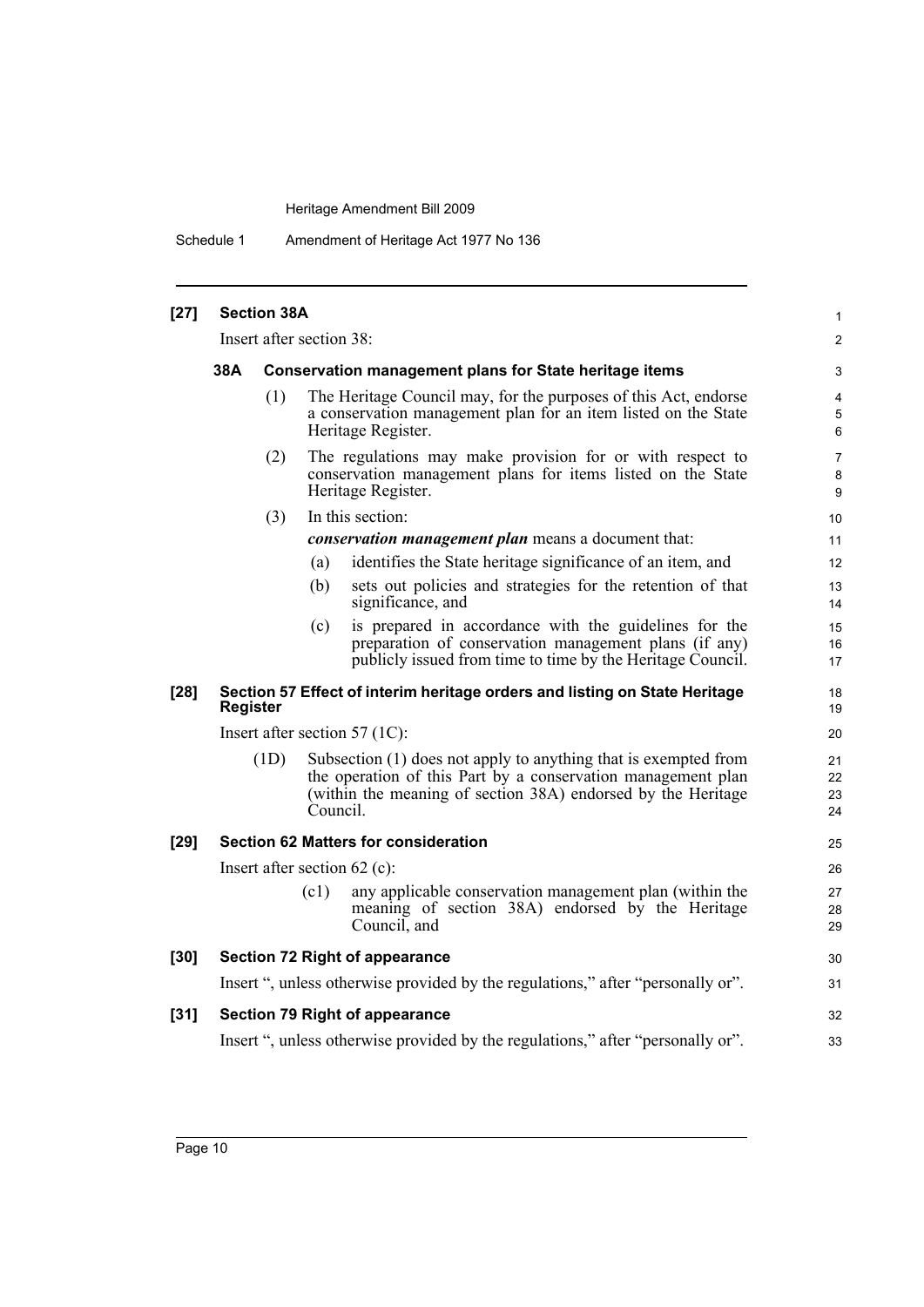**[27] Section 38A**

Insert after section 38:

**38A Conservation management plans for State heritage items**

(1) The Heritage Council may, for the purposes of this Act, endorse a conservation management plan for an item listed on the State Heritage Register.

(2) The regulations may make provision for or with respect to conservation management plans for items listed on the State Heritage Register.

(3) In this section:

***conservation management plan*** means a document that:

(a) identifies the State heritage significance of an item, and

(b) sets out policies and strategies for the retention of that significance, and

(c) is prepared in accordance with the guidelines for the preparation of conservation management plans (if any) publicly issued from time to time by the Heritage Council.

**[28] Section 57 Effect of interim heritage orders and listing on State Heritage Register**

Insert after section 57 (1C):

(1D) Subsection (1) does not apply to anything that is exempted from the operation of this Part by a conservation management plan (within the meaning of section 38A) endorsed by the Heritage Council.

**[29] Section 62 Matters for consideration**

Insert after section 62 (c):

(c1) any applicable conservation management plan (within the meaning of section 38A) endorsed by the Heritage Council, and

**[30] Section 72 Right of appearance**

Insert ", unless otherwise provided by the regulations," after "personally or".

**[31] Section 79 Right of appearance**

Insert ", unless otherwise provided by the regulations," after "personally or".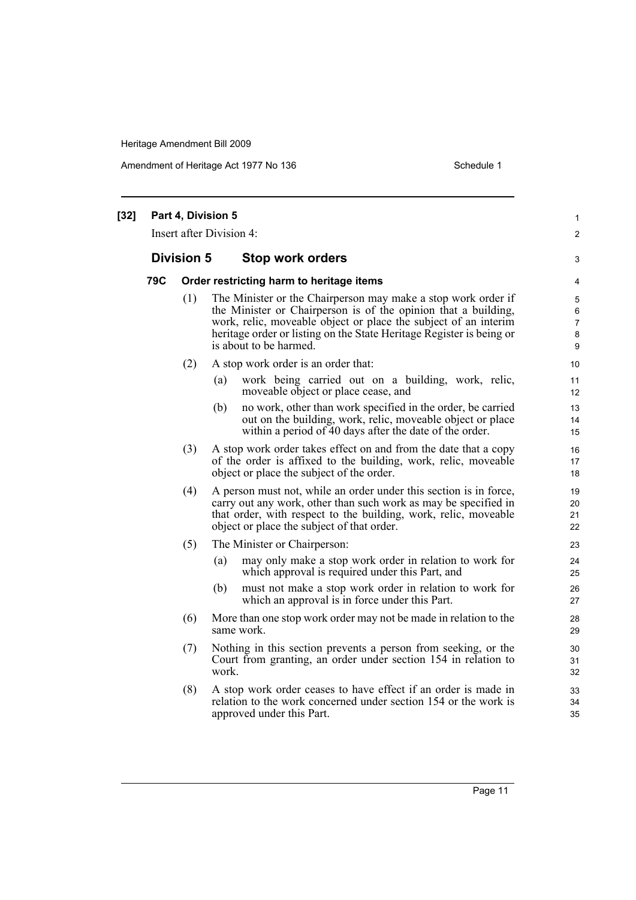**[32] Part 4, Division 5**

Insert after Division 4:

## Division 5 Stop work orders

### 79C Order restricting harm to heritage items

(1) The Minister or the Chairperson may make a stop work order if the Minister or Chairperson is of the opinion that a building, work, relic, moveable object or place the subject of an interim heritage order or listing on the State Heritage Register is being or is about to be harmed.

(2) A stop work order is an order that:

(a) work being carried out on a building, work, relic, moveable object or place cease, and

(b) no work, other than work specified in the order, be carried out on the building, work, relic, moveable object or place within a period of 40 days after the date of the order.

(3) A stop work order takes effect on and from the date that a copy of the order is affixed to the building, work, relic, moveable object or place the subject of the order.

(4) A person must not, while an order under this section is in force, carry out any work, other than such work as may be specified in that order, with respect to the building, work, relic, moveable object or place the subject of that order.

(5) The Minister or Chairperson:

(a) may only make a stop work order in relation to work for which approval is required under this Part, and

(b) must not make a stop work order in relation to work for which an approval is in force under this Part.

(6) More than one stop work order may not be made in relation to the same work.

(7) Nothing in this section prevents a person from seeking, or the Court from granting, an order under section 154 in relation to work.

(8) A stop work order ceases to have effect if an order is made in relation to the work concerned under section 154 or the work is approved under this Part.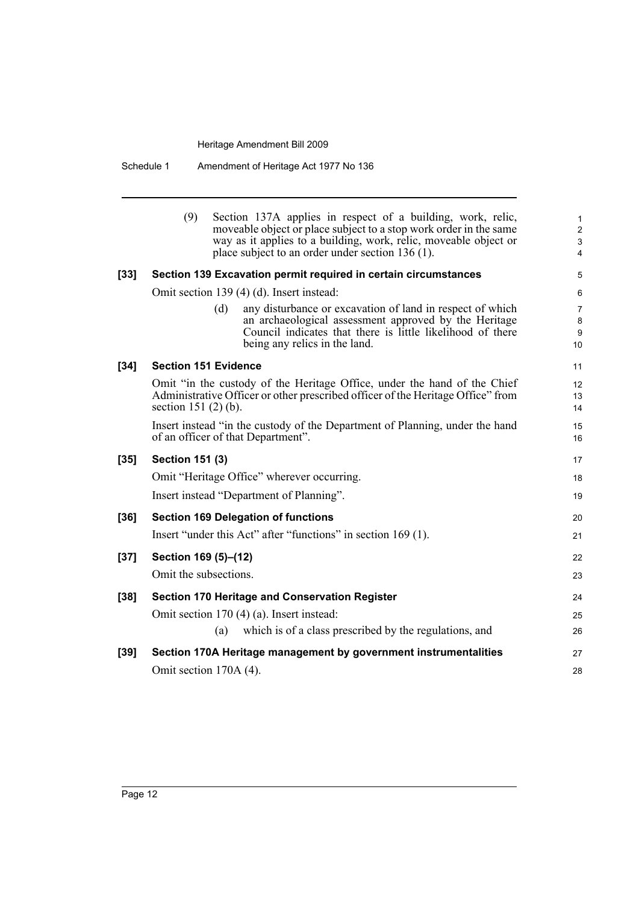(9) Section 137A applies in respect of a building, work, relic, moveable object or place subject to a stop work order in the same way as it applies to a building, work, relic, moveable object or place subject to an order under section 136 (1).

**[33] Section 139 Excavation permit required in certain circumstances**

Omit section 139 (4) (d). Insert instead:

(d) any disturbance or excavation of land in respect of which an archaeological assessment approved by the Heritage Council indicates that there is little likelihood of there being any relics in the land.

**[34] Section 151 Evidence**

Omit "in the custody of the Heritage Office, under the hand of the Chief Administrative Officer or other prescribed officer of the Heritage Office" from section 151 (2) (b).

Insert instead "in the custody of the Department of Planning, under the hand of an officer of that Department".

**[35] Section 151 (3)**

Omit "Heritage Office" wherever occurring.

Insert instead "Department of Planning".

**[36] Section 169 Delegation of functions**

Insert "under this Act" after "functions" in section 169 (1).

**[37] Section 169 (5)–(12)**

Omit the subsections.

**[38] Section 170 Heritage and Conservation Register**

Omit section 170 (4) (a). Insert instead:

(a) which is of a class prescribed by the regulations, and

**[39] Section 170A Heritage management by government instrumentalities**

Omit section 170A (4).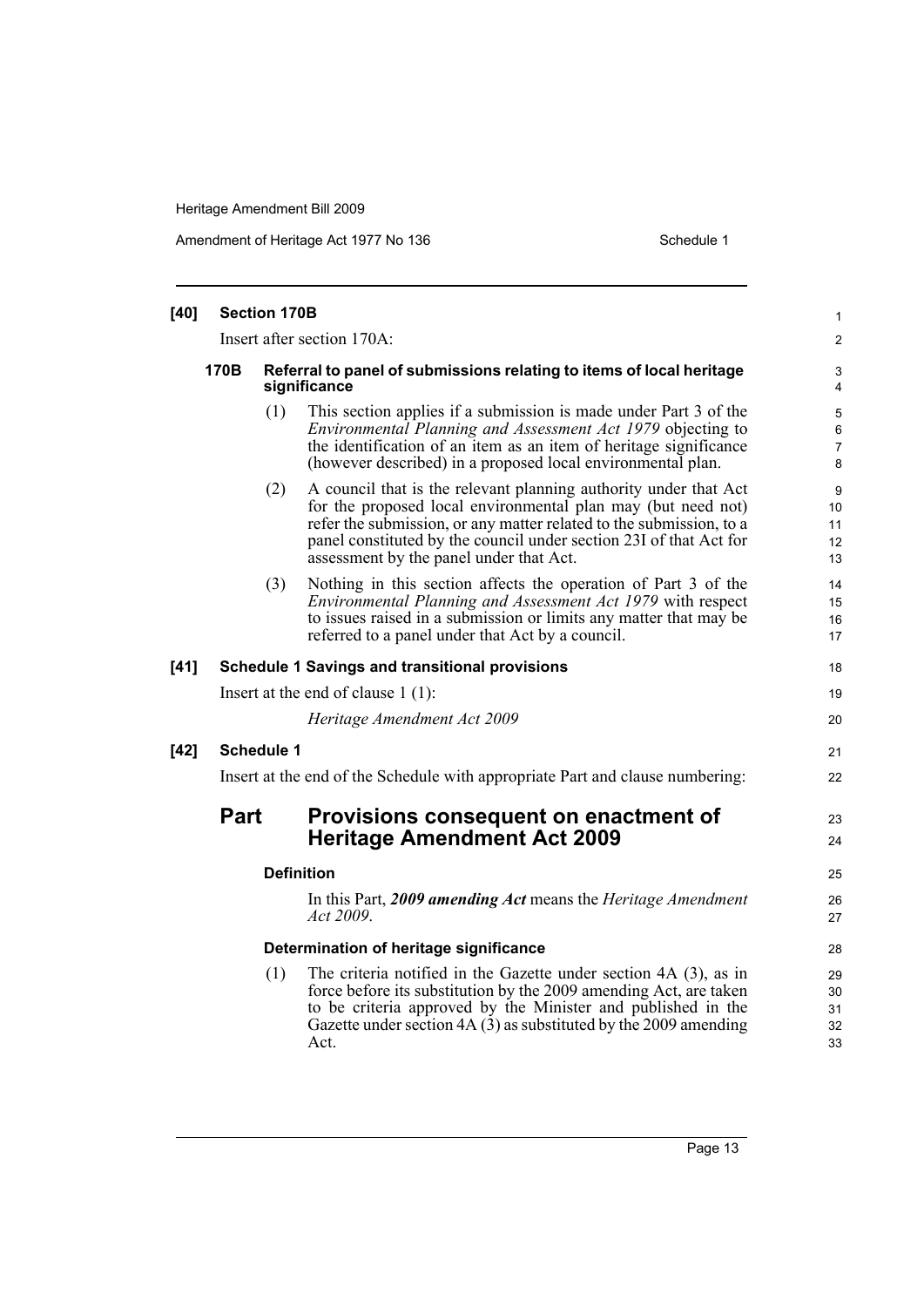**[40] Section 170B**

Insert after section 170A:

**170B Referral to panel of submissions relating to items of local heritage significance**

(1) This section applies if a submission is made under Part 3 of the *Environmental Planning and Assessment Act 1979* objecting to the identification of an item as an item of heritage significance (however described) in a proposed local environmental plan.

(2) A council that is the relevant planning authority under that Act for the proposed local environmental plan may (but need not) refer the submission, or any matter related to the submission, to a panel constituted by the council under section 23I of that Act for assessment by the panel under that Act.

(3) Nothing in this section affects the operation of Part 3 of the *Environmental Planning and Assessment Act 1979* with respect to issues raised in a submission or limits any matter that may be referred to a panel under that Act by a council.

**[41] Schedule 1 Savings and transitional provisions**

Insert at the end of clause 1 (1):

*Heritage Amendment Act 2009*

**[42] Schedule 1**

Insert at the end of the Schedule with appropriate Part and clause numbering:

## Part Provisions consequent on enactment of Heritage Amendment Act 2009

**Definition**

In this Part, ***2009 amending Act*** means the *Heritage Amendment Act 2009*.

**Determination of heritage significance**

(1) The criteria notified in the Gazette under section 4A (3), as in force before its substitution by the 2009 amending Act, are taken to be criteria approved by the Minister and published in the Gazette under section 4A (3) as substituted by the 2009 amending Act.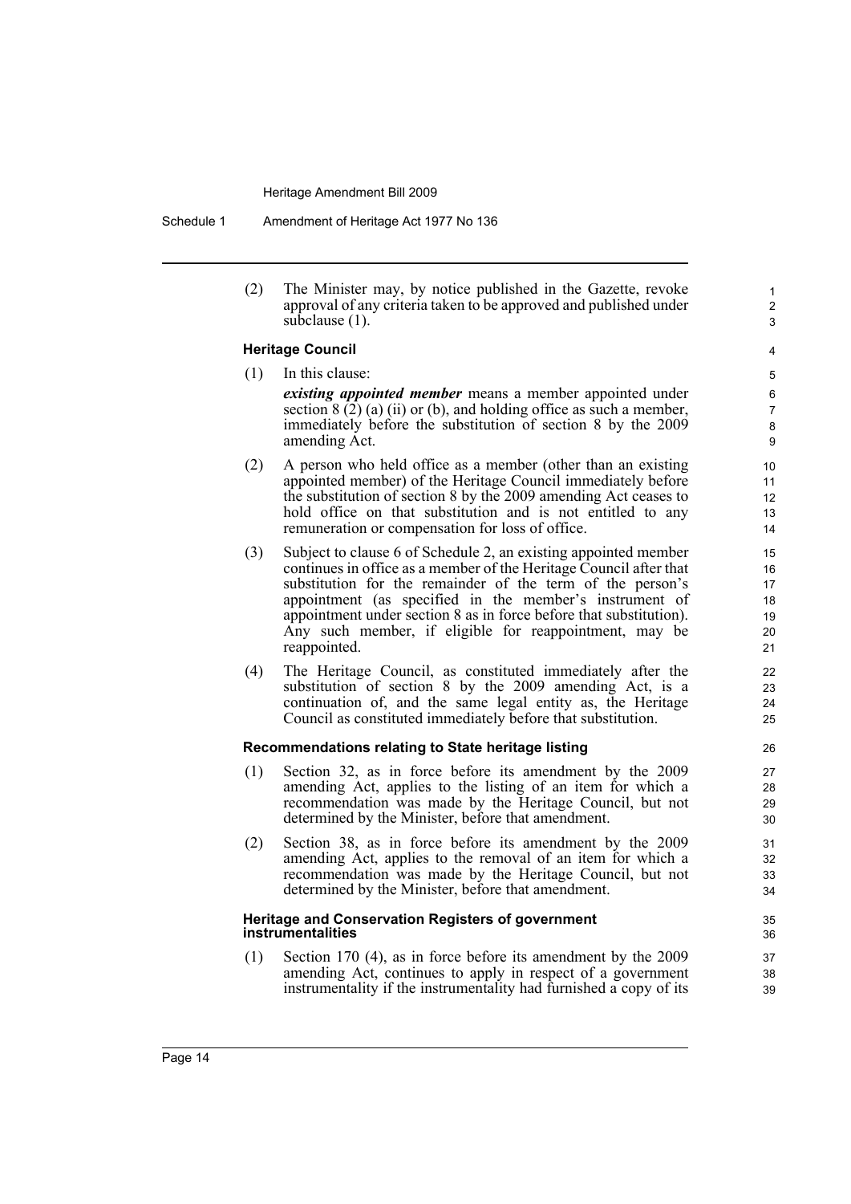(2) The Minister may, by notice published in the Gazette, revoke approval of any criteria taken to be approved and published under subclause (1).

### Heritage Council

(1) In this clause:

***existing appointed member*** means a member appointed under section 8 (2) (a) (ii) or (b), and holding office as such a member, immediately before the substitution of section 8 by the 2009 amending Act.

(2) A person who held office as a member (other than an existing appointed member) of the Heritage Council immediately before the substitution of section 8 by the 2009 amending Act ceases to hold office on that substitution and is not entitled to any remuneration or compensation for loss of office.

(3) Subject to clause 6 of Schedule 2, an existing appointed member continues in office as a member of the Heritage Council after that substitution for the remainder of the term of the person's appointment (as specified in the member's instrument of appointment under section 8 as in force before that substitution). Any such member, if eligible for reappointment, may be reappointed.

(4) The Heritage Council, as constituted immediately after the substitution of section 8 by the 2009 amending Act, is a continuation of, and the same legal entity as, the Heritage Council as constituted immediately before that substitution.

### Recommendations relating to State heritage listing

(1) Section 32, as in force before its amendment by the 2009 amending Act, applies to the listing of an item for which a recommendation was made by the Heritage Council, but not determined by the Minister, before that amendment.

(2) Section 38, as in force before its amendment by the 2009 amending Act, applies to the removal of an item for which a recommendation was made by the Heritage Council, but not determined by the Minister, before that amendment.

### Heritage and Conservation Registers of government instrumentalities

(1) Section 170 (4), as in force before its amendment by the 2009 amending Act, continues to apply in respect of a government instrumentality if the instrumentality had furnished a copy of its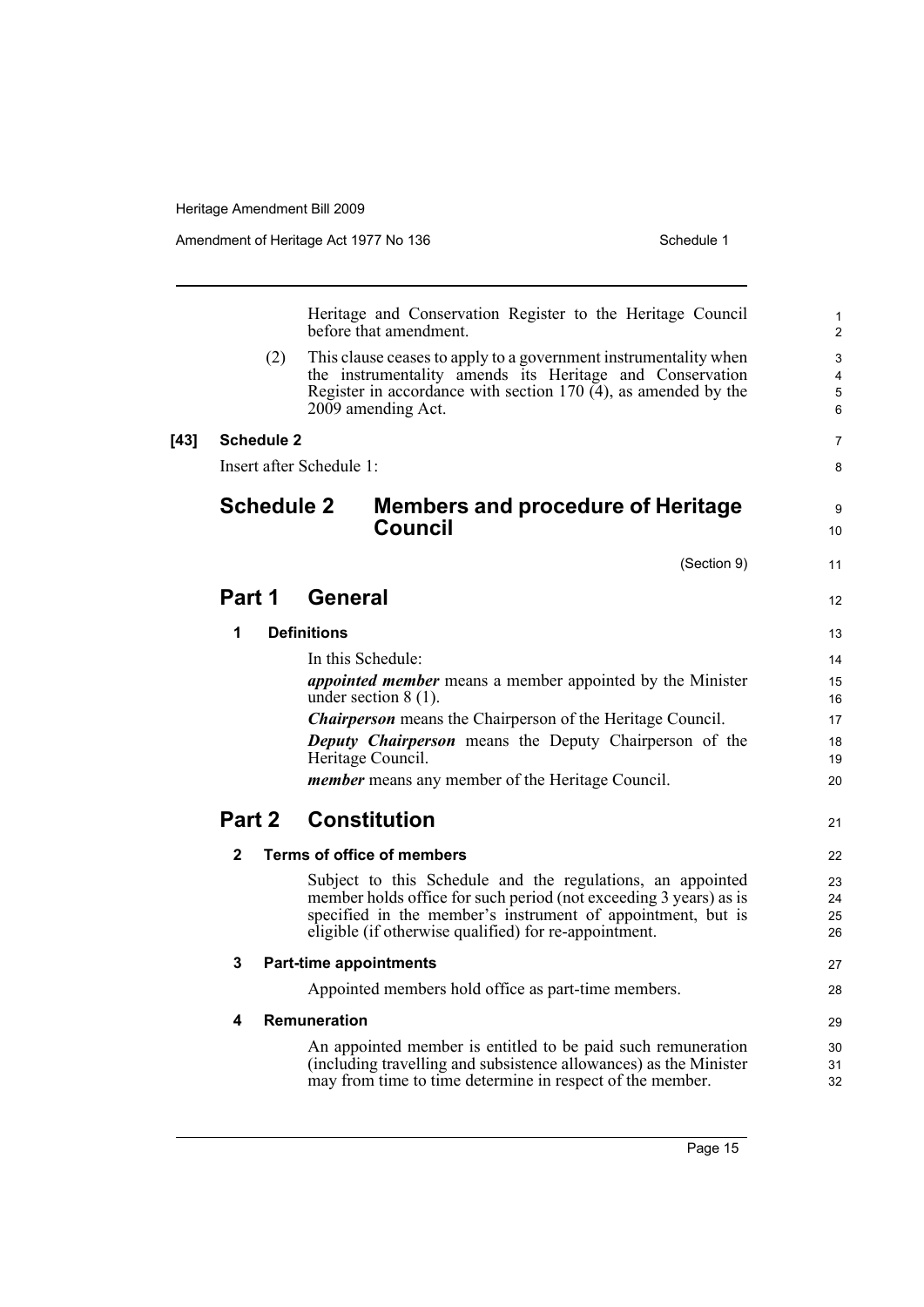Heritage and Conservation Register to the Heritage Council before that amendment.

(2) This clause ceases to apply to a government instrumentality when the instrumentality amends its Heritage and Conservation Register in accordance with section 170 (4), as amended by the 2009 amending Act.

**[43] Schedule 2**

Insert after Schedule 1:

# Schedule 2 Members and procedure of Heritage Council

(Section 9)

## Part 1 General

### 1 Definitions

In this Schedule:

***appointed member*** means a member appointed by the Minister under section 8 (1).

***Chairperson*** means the Chairperson of the Heritage Council.

***Deputy Chairperson*** means the Deputy Chairperson of the Heritage Council.

***member*** means any member of the Heritage Council.

## Part 2 Constitution

### 2 Terms of office of members

Subject to this Schedule and the regulations, an appointed member holds office for such period (not exceeding 3 years) as is specified in the member's instrument of appointment, but is eligible (if otherwise qualified) for re-appointment.

### 3 Part-time appointments

Appointed members hold office as part-time members.

### 4 Remuneration

An appointed member is entitled to be paid such remuneration (including travelling and subsistence allowances) as the Minister may from time to time determine in respect of the member.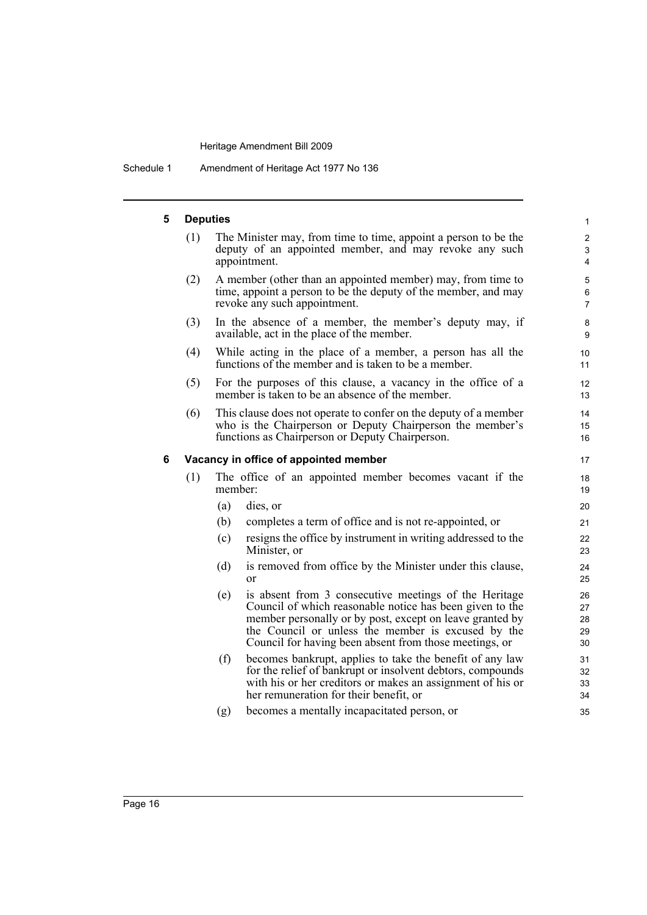### 5 Deputies

(1) The Minister may, from time to time, appoint a person to be the deputy of an appointed member, and may revoke any such appointment.

(2) A member (other than an appointed member) may, from time to time, appoint a person to be the deputy of the member, and may revoke any such appointment.

(3) In the absence of a member, the member's deputy may, if available, act in the place of the member.

(4) While acting in the place of a member, a person has all the functions of the member and is taken to be a member.

(5) For the purposes of this clause, a vacancy in the office of a member is taken to be an absence of the member.

(6) This clause does not operate to confer on the deputy of a member who is the Chairperson or Deputy Chairperson the member's functions as Chairperson or Deputy Chairperson.

### 6 Vacancy in office of appointed member

(1) The office of an appointed member becomes vacant if the member:

- (a) dies, or
- (b) completes a term of office and is not re-appointed, or
- (c) resigns the office by instrument in writing addressed to the Minister, or
- (d) is removed from office by the Minister under this clause, or
- (e) is absent from 3 consecutive meetings of the Heritage Council of which reasonable notice has been given to the member personally or by post, except on leave granted by the Council or unless the member is excused by the Council for having been absent from those meetings, or
- (f) becomes bankrupt, applies to take the benefit of any law for the relief of bankrupt or insolvent debtors, compounds with his or her creditors or makes an assignment of his or her remuneration for their benefit, or
- (g) becomes a mentally incapacitated person, or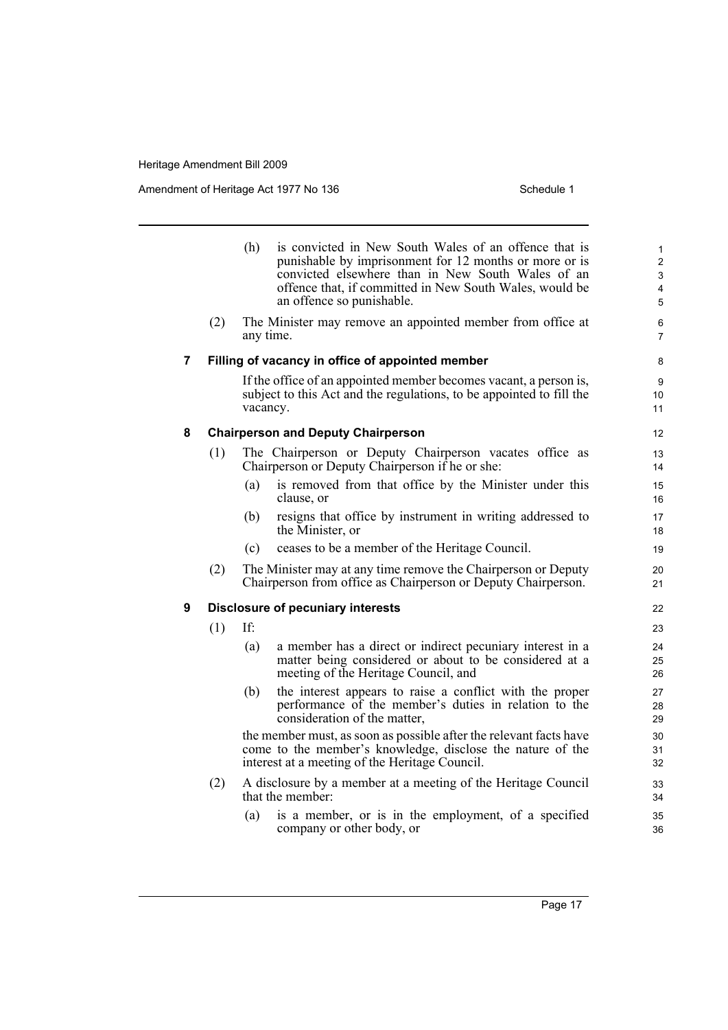(h) is convicted in New South Wales of an offence that is punishable by imprisonment for 12 months or more or is convicted elsewhere than in New South Wales of an offence that, if committed in New South Wales, would be an offence so punishable.

(2) The Minister may remove an appointed member from office at any time.

**7 Filling of vacancy in office of appointed member**

If the office of an appointed member becomes vacant, a person is, subject to this Act and the regulations, to be appointed to fill the vacancy.

**8 Chairperson and Deputy Chairperson**

(1) The Chairperson or Deputy Chairperson vacates office as Chairperson or Deputy Chairperson if he or she:

(a) is removed from that office by the Minister under this clause, or

(b) resigns that office by instrument in writing addressed to the Minister, or

(c) ceases to be a member of the Heritage Council.

(2) The Minister may at any time remove the Chairperson or Deputy Chairperson from office as Chairperson or Deputy Chairperson.

**9 Disclosure of pecuniary interests**

(1) If:

(a) a member has a direct or indirect pecuniary interest in a matter being considered or about to be considered at a meeting of the Heritage Council, and

(b) the interest appears to raise a conflict with the proper performance of the member's duties in relation to the consideration of the matter,

the member must, as soon as possible after the relevant facts have come to the member's knowledge, disclose the nature of the interest at a meeting of the Heritage Council.

(2) A disclosure by a member at a meeting of the Heritage Council that the member:

(a) is a member, or is in the employment, of a specified company or other body, or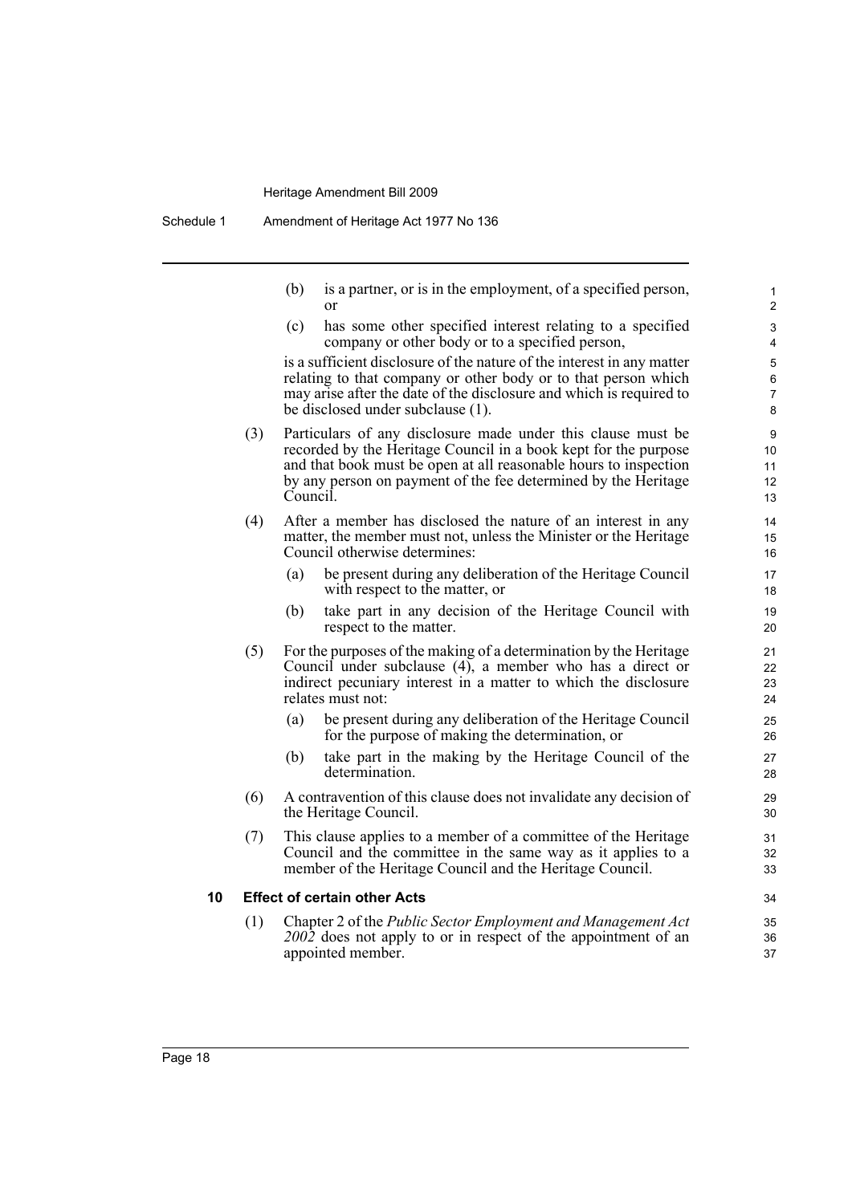(b) is a partner, or is in the employment, of a specified person, or

(c) has some other specified interest relating to a specified company or other body or to a specified person,

is a sufficient disclosure of the nature of the interest in any matter relating to that company or other body or to that person which may arise after the date of the disclosure and which is required to be disclosed under subclause (1).

(3) Particulars of any disclosure made under this clause must be recorded by the Heritage Council in a book kept for the purpose and that book must be open at all reasonable hours to inspection by any person on payment of the fee determined by the Heritage Council.

(4) After a member has disclosed the nature of an interest in any matter, the member must not, unless the Minister or the Heritage Council otherwise determines:

(a) be present during any deliberation of the Heritage Council with respect to the matter, or

(b) take part in any decision of the Heritage Council with respect to the matter.

(5) For the purposes of the making of a determination by the Heritage Council under subclause (4), a member who has a direct or indirect pecuniary interest in a matter to which the disclosure relates must not:

(a) be present during any deliberation of the Heritage Council for the purpose of making the determination, or

(b) take part in the making by the Heritage Council of the determination.

(6) A contravention of this clause does not invalidate any decision of the Heritage Council.

(7) This clause applies to a member of a committee of the Heritage Council and the committee in the same way as it applies to a member of the Heritage Council and the Heritage Council.

**10 Effect of certain other Acts**

(1) Chapter 2 of the *Public Sector Employment and Management Act 2002* does not apply to or in respect of the appointment of an appointed member.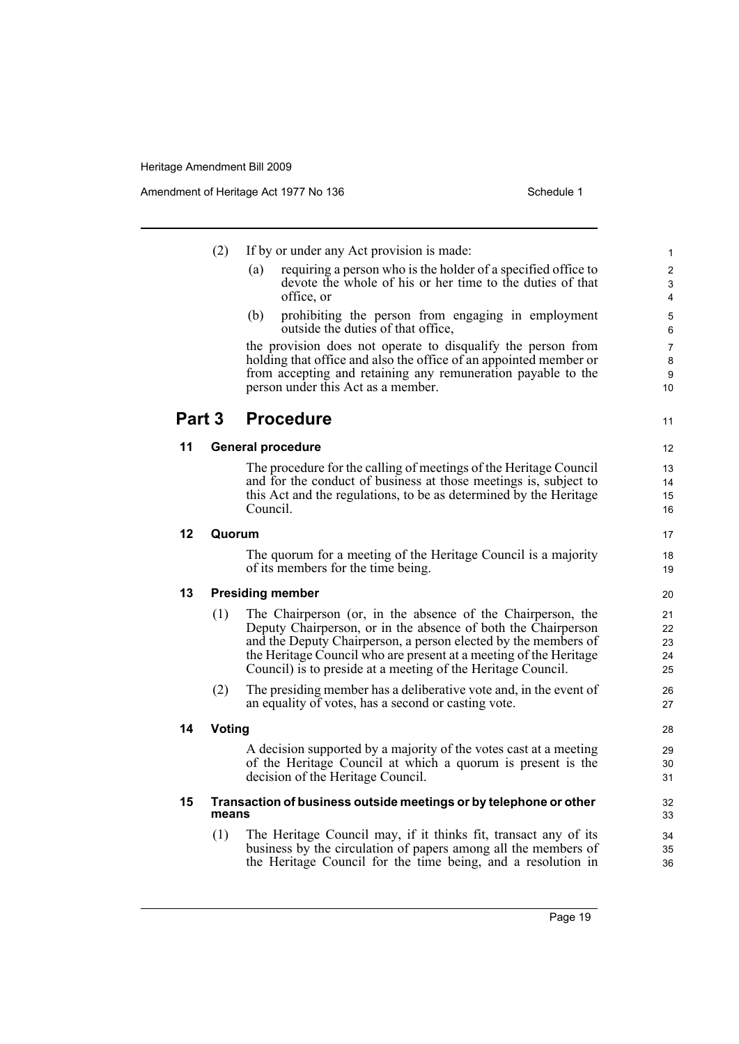(2) If by or under any Act provision is made:

(a) requiring a person who is the holder of a specified office to devote the whole of his or her time to the duties of that office, or

(b) prohibiting the person from engaging in employment outside the duties of that office,

the provision does not operate to disqualify the person from holding that office and also the office of an appointed member or from accepting and retaining any remuneration payable to the person under this Act as a member.

## Part 3 Procedure

### 11 General procedure

The procedure for the calling of meetings of the Heritage Council and for the conduct of business at those meetings is, subject to this Act and the regulations, to be as determined by the Heritage Council.

### 12 Quorum

The quorum for a meeting of the Heritage Council is a majority of its members for the time being.

### 13 Presiding member

(1) The Chairperson (or, in the absence of the Chairperson, the Deputy Chairperson, or in the absence of both the Chairperson and the Deputy Chairperson, a person elected by the members of the Heritage Council who are present at a meeting of the Heritage Council) is to preside at a meeting of the Heritage Council.

(2) The presiding member has a deliberative vote and, in the event of an equality of votes, has a second or casting vote.

### 14 Voting

A decision supported by a majority of the votes cast at a meeting of the Heritage Council at which a quorum is present is the decision of the Heritage Council.

### 15 Transaction of business outside meetings or by telephone or other means

(1) The Heritage Council may, if it thinks fit, transact any of its business by the circulation of papers among all the members of the Heritage Council for the time being, and a resolution in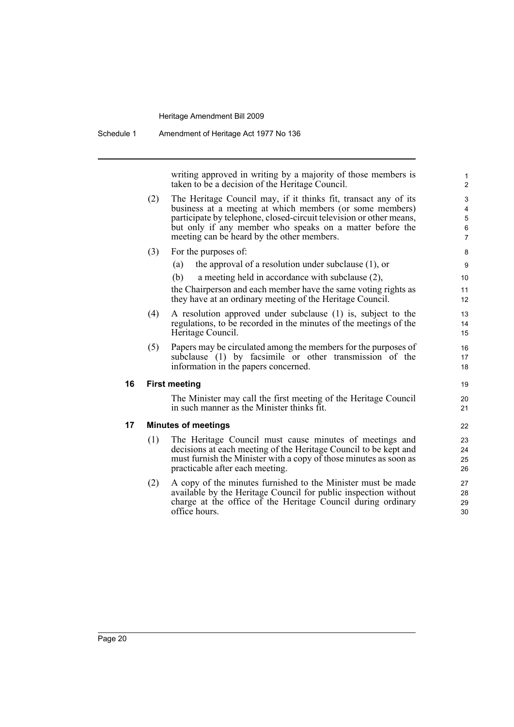writing approved in writing by a majority of those members is taken to be a decision of the Heritage Council.

(2) The Heritage Council may, if it thinks fit, transact any of its business at a meeting at which members (or some members) participate by telephone, closed-circuit television or other means, but only if any member who speaks on a matter before the meeting can be heard by the other members.

(3) For the purposes of:

(a) the approval of a resolution under subclause (1), or

(b) a meeting held in accordance with subclause (2),

the Chairperson and each member have the same voting rights as they have at an ordinary meeting of the Heritage Council.

(4) A resolution approved under subclause (1) is, subject to the regulations, to be recorded in the minutes of the meetings of the Heritage Council.

(5) Papers may be circulated among the members for the purposes of subclause (1) by facsimile or other transmission of the information in the papers concerned.

**16 First meeting**

The Minister may call the first meeting of the Heritage Council in such manner as the Minister thinks fit.

**17 Minutes of meetings**

(1) The Heritage Council must cause minutes of meetings and decisions at each meeting of the Heritage Council to be kept and must furnish the Minister with a copy of those minutes as soon as practicable after each meeting.

(2) A copy of the minutes furnished to the Minister must be made available by the Heritage Council for public inspection without charge at the office of the Heritage Council during ordinary office hours.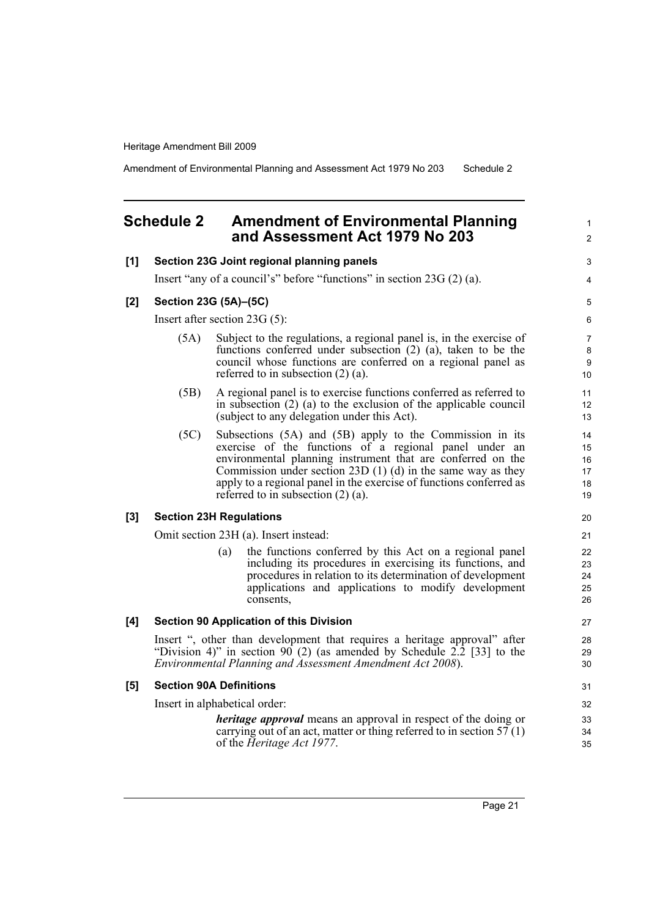## Schedule 2 Amendment of Environmental Planning and Assessment Act 1979 No 203

**[1] Section 23G Joint regional planning panels**

Insert "any of a council's" before "functions" in section 23G (2) (a).

**[2] Section 23G (5A)–(5C)**

Insert after section 23G (5):

(5A) Subject to the regulations, a regional panel is, in the exercise of functions conferred under subsection (2) (a), taken to be the council whose functions are conferred on a regional panel as referred to in subsection (2) (a).

(5B) A regional panel is to exercise functions conferred as referred to in subsection (2) (a) to the exclusion of the applicable council (subject to any delegation under this Act).

(5C) Subsections (5A) and (5B) apply to the Commission in its exercise of the functions of a regional panel under an environmental planning instrument that are conferred on the Commission under section 23D (1) (d) in the same way as they apply to a regional panel in the exercise of functions conferred as referred to in subsection (2) (a).

**[3] Section 23H Regulations**

Omit section 23H (a). Insert instead:

(a) the functions conferred by this Act on a regional panel including its procedures in exercising its functions, and procedures in relation to its determination of development applications and applications to modify development consents,

**[4] Section 90 Application of this Division**

Insert ", other than development that requires a heritage approval" after "Division 4)" in section 90 (2) (as amended by Schedule 2.2 [33] to the *Environmental Planning and Assessment Amendment Act 2008*).

**[5] Section 90A Definitions**

Insert in alphabetical order:

***heritage approval*** means an approval in respect of the doing or carrying out of an act, matter or thing referred to in section 57 (1) of the *Heritage Act 1977*.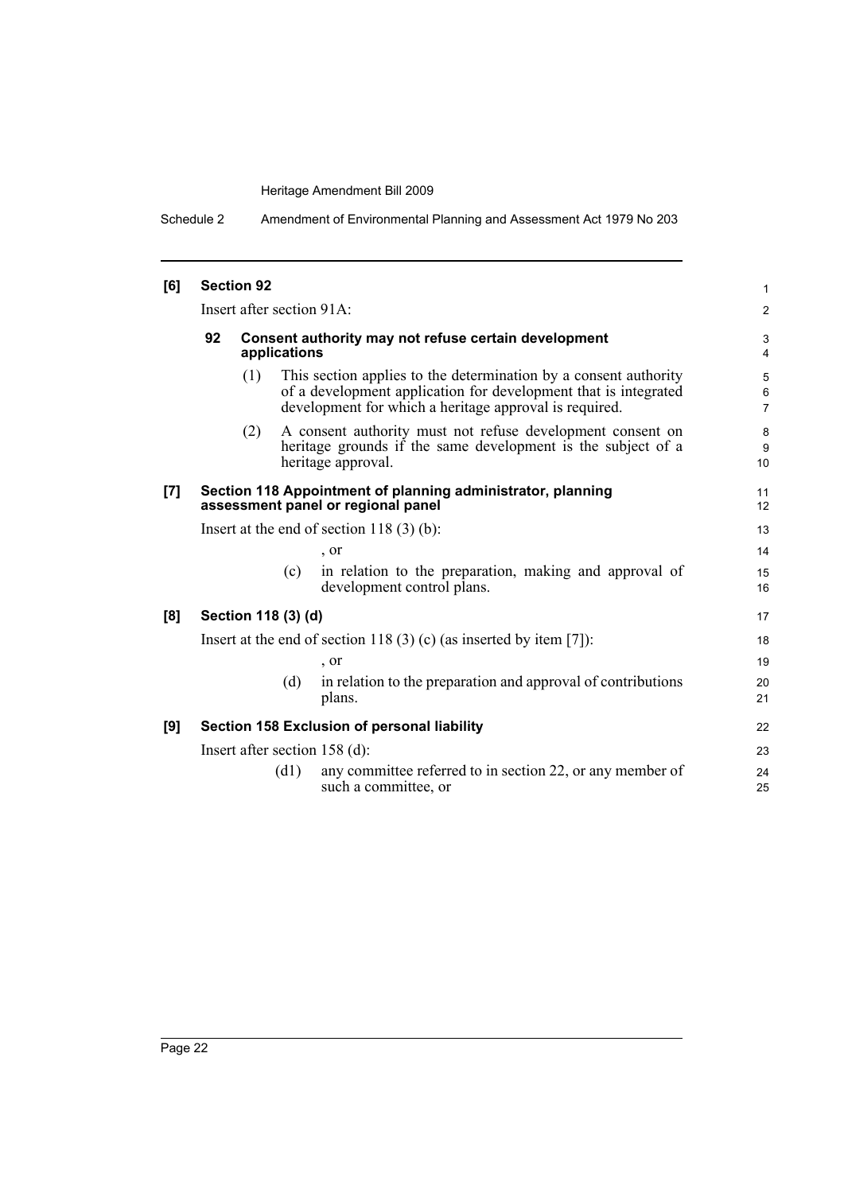**[6] Section 92**

Insert after section 91A:

**92 Consent authority may not refuse certain development applications**

(1) This section applies to the determination by a consent authority of a development application for development that is integrated development for which a heritage approval is required.

(2) A consent authority must not refuse development consent on heritage grounds if the same development is the subject of a heritage approval.

**[7] Section 118 Appointment of planning administrator, planning assessment panel or regional panel**

Insert at the end of section 118 (3) (b):

, or

(c) in relation to the preparation, making and approval of development control plans.

**[8] Section 118 (3) (d)**

Insert at the end of section 118 (3) (c) (as inserted by item [7]):

, or

(d) in relation to the preparation and approval of contributions plans.

**[9] Section 158 Exclusion of personal liability**

Insert after section 158 (d):

(d1) any committee referred to in section 22, or any member of such a committee, or